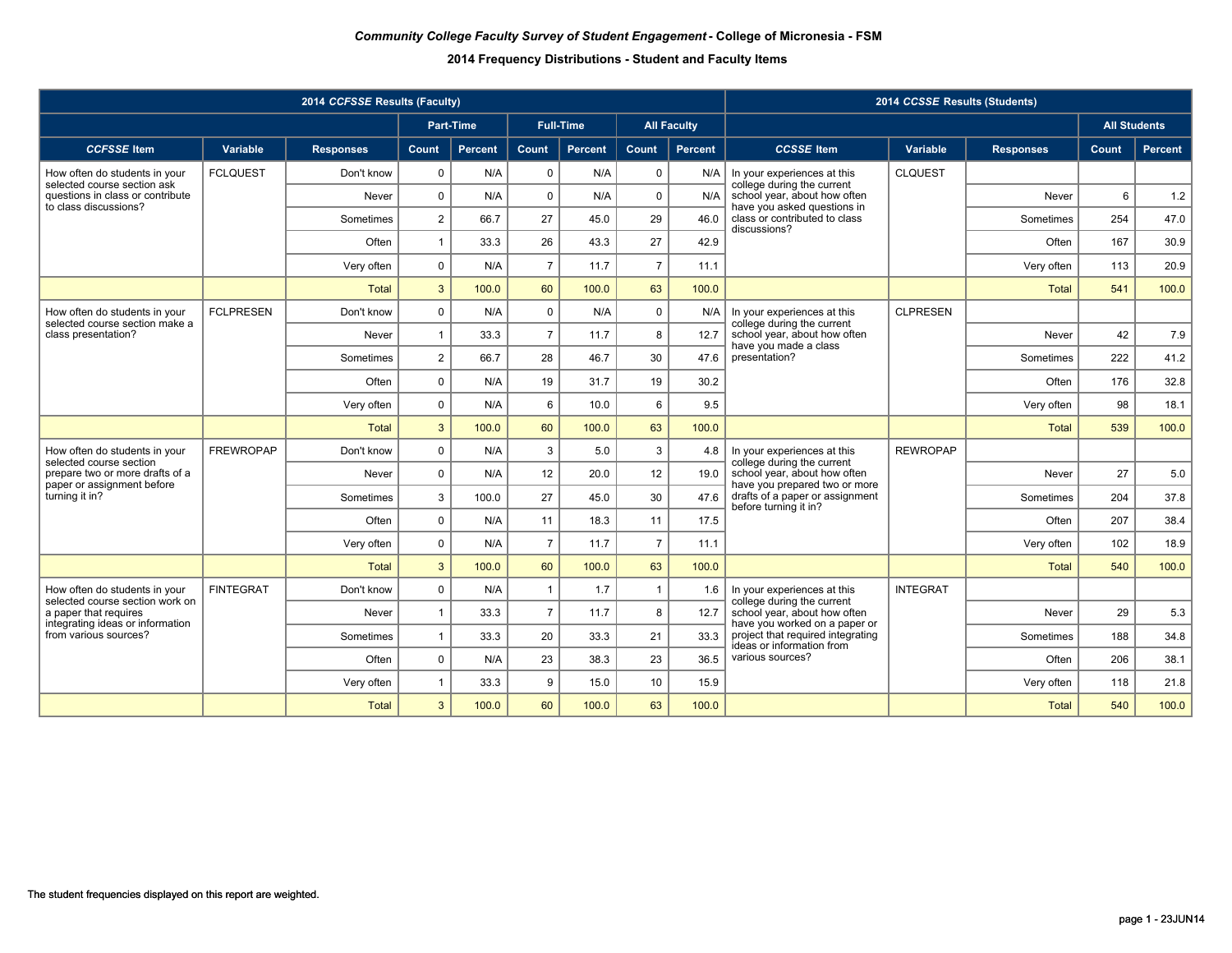## *Community College Faculty Survey of Student Engagement* - College of Micronesia - FSM

### 2014 Frequency Distributions - Student and Faculty Items

| 2014 *CCFSSE* Results (Faculty) | | | | | | | | | 2014 *CCSSE* Results (Students) | | | | |
|---|---|---|---|---|---|---|---|---|---|---|---|---|---|
| | | | Part-Time | | Full-Time | | All Faculty | | | | | All Students | |
| *CCFSSE* Item | Variable | Responses | Count | Percent | Count | Percent | Count | Percent | *CCSSE* Item | Variable | Responses | Count | Percent |
| How often do students in your selected course section ask questions in class or contribute to class discussions? | FCLQUEST | Don't know | 0 | N/A | 0 | N/A | 0 | N/A | In your experiences at this college during the current school year, about how often have you asked questions in class or contributed to class discussions? | CLQUEST | | | |
| | | Never | 0 | N/A | 0 | N/A | 0 | N/A | | | Never | 6 | 1.2 |
| | | Sometimes | 2 | 66.7 | 27 | 45.0 | 29 | 46.0 | | | Sometimes | 254 | 47.0 |
| | | Often | 1 | 33.3 | 26 | 43.3 | 27 | 42.9 | | | Often | 167 | 30.9 |
| | | Very often | 0 | N/A | 7 | 11.7 | 7 | 11.1 | | | Very often | 113 | 20.9 |
| | | Total | 3 | 100.0 | 60 | 100.0 | 63 | 100.0 | | | Total | 541 | 100.0 |
| How often do students in your selected course section make a class presentation? | FCLPRESEN | Don't know | 0 | N/A | 0 | N/A | 0 | N/A | In your experiences at this college during the current school year, about how often have you made a class presentation? | CLPRESEN | | | |
| | | Never | 1 | 33.3 | 7 | 11.7 | 8 | 12.7 | | | Never | 42 | 7.9 |
| | | Sometimes | 2 | 66.7 | 28 | 46.7 | 30 | 47.6 | | | Sometimes | 222 | 41.2 |
| | | Often | 0 | N/A | 19 | 31.7 | 19 | 30.2 | | | Often | 176 | 32.8 |
| | | Very often | 0 | N/A | 6 | 10.0 | 6 | 9.5 | | | Very often | 98 | 18.1 |
| | | Total | 3 | 100.0 | 60 | 100.0 | 63 | 100.0 | | | Total | 539 | 100.0 |
| How often do students in your selected course section prepare two or more drafts of a paper or assignment before turning it in? | FREWROPAP | Don't know | 0 | N/A | 3 | 5.0 | 3 | 4.8 | In your experiences at this college during the current school year, about how often have you prepared two or more drafts of a paper or assignment before turning it in? | REWROPAP | | | |
| | | Never | 0 | N/A | 12 | 20.0 | 12 | 19.0 | | | Never | 27 | 5.0 |
| | | Sometimes | 3 | 100.0 | 27 | 45.0 | 30 | 47.6 | | | Sometimes | 204 | 37.8 |
| | | Often | 0 | N/A | 11 | 18.3 | 11 | 17.5 | | | Often | 207 | 38.4 |
| | | Very often | 0 | N/A | 7 | 11.7 | 7 | 11.1 | | | Very often | 102 | 18.9 |
| | | Total | 3 | 100.0 | 60 | 100.0 | 63 | 100.0 | | | Total | 540 | 100.0 |
| How often do students in your selected course section work on a paper that requires integrating ideas or information from various sources? | FINTEGRAT | Don't know | 0 | N/A | 1 | 1.7 | 1 | 1.6 | In your experiences at this college during the current school year, about how often have you worked on a paper or project that required integrating ideas or information from various sources? | INTEGRAT | | | |
| | | Never | 1 | 33.3 | 7 | 11.7 | 8 | 12.7 | | | Never | 29 | 5.3 |
| | | Sometimes | 1 | 33.3 | 20 | 33.3 | 21 | 33.3 | | | Sometimes | 188 | 34.8 |
| | | Often | 0 | N/A | 23 | 38.3 | 23 | 36.5 | | | Often | 206 | 38.1 |
| | | Very often | 1 | 33.3 | 9 | 15.0 | 10 | 15.9 | | | Very often | 118 | 21.8 |
| | | Total | 3 | 100.0 | 60 | 100.0 | 63 | 100.0 | | | Total | 540 | 100.0 |

The student frequencies displayed on this report are weighted.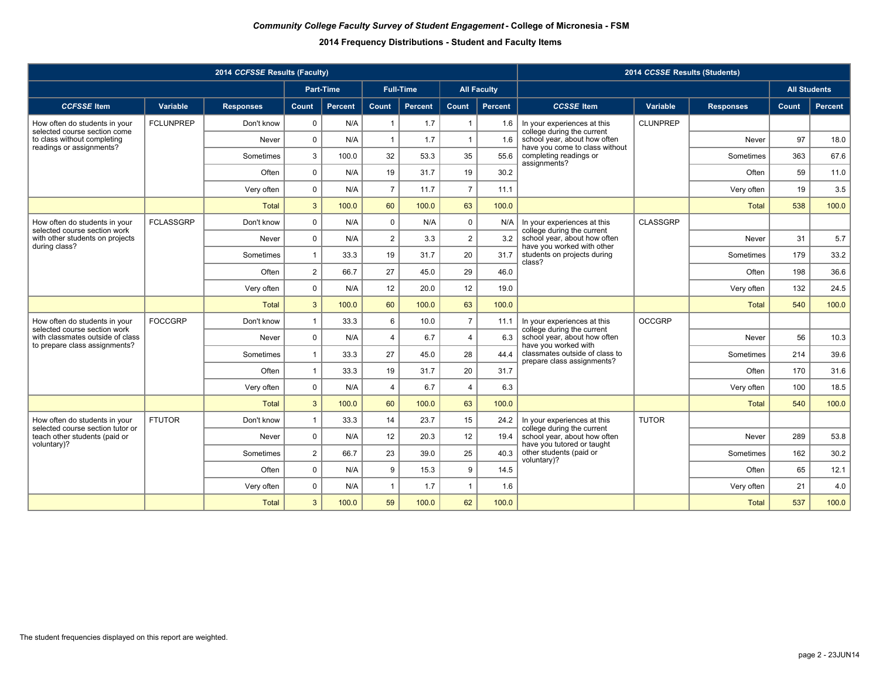***Community College Faculty Survey of Student Engagement* - College of Micronesia - FSM**

**2014 Frequency Distributions - Student and Faculty Items**

| 2014 *CCFSSE* Results (Faculty) | | | | | | | | | 2014 *CCSSE* Results (Students) | | | | |
|---|---|---|---|---|---|---|---|---|---|---|---|---|---|
| | | | Part-Time | | Full-Time | | All Faculty | | | | | All Students | |
| ***CCFSSE* Item** | **Variable** | **Responses** | **Count** | **Percent** | **Count** | **Percent** | **Count** | **Percent** | ***CCSSE* Item** | **Variable** | **Responses** | **Count** | **Percent** |
| How often do students in your selected course section come to class without completing readings or assignments? | FCLUNPREP | Don't know | 0 | N/A | 1 | 1.7 | 1 | 1.6 | In your experiences at this college during the current school year, about how often have you come to class without completing readings or assignments? | CLUNPREP | | | |
| | | Never | 0 | N/A | 1 | 1.7 | 1 | 1.6 | | | Never | 97 | 18.0 |
| | | Sometimes | 3 | 100.0 | 32 | 53.3 | 35 | 55.6 | | | Sometimes | 363 | 67.6 |
| | | Often | 0 | N/A | 19 | 31.7 | 19 | 30.2 | | | Often | 59 | 11.0 |
| | | Very often | 0 | N/A | 7 | 11.7 | 7 | 11.1 | | | Very often | 19 | 3.5 |
| | | Total | 3 | 100.0 | 60 | 100.0 | 63 | 100.0 | | | Total | 538 | 100.0 |
| How often do students in your selected course section work with other students on projects during class? | FCLASSGRP | Don't know | 0 | N/A | 0 | N/A | 0 | N/A | In your experiences at this college during the current school year, about how often have you worked with other students on projects during class? | CLASSGRP | | | |
| | | Never | 0 | N/A | 2 | 3.3 | 2 | 3.2 | | | Never | 31 | 5.7 |
| | | Sometimes | 1 | 33.3 | 19 | 31.7 | 20 | 31.7 | | | Sometimes | 179 | 33.2 |
| | | Often | 2 | 66.7 | 27 | 45.0 | 29 | 46.0 | | | Often | 198 | 36.6 |
| | | Very often | 0 | N/A | 12 | 20.0 | 12 | 19.0 | | | Very often | 132 | 24.5 |
| | | Total | 3 | 100.0 | 60 | 100.0 | 63 | 100.0 | | | Total | 540 | 100.0 |
| How often do students in your selected course section work with classmates outside of class to prepare class assignments? | FOCCGRP | Don't know | 1 | 33.3 | 6 | 10.0 | 7 | 11.1 | In your experiences at this college during the current school year, about how often have you worked with classmates outside of class to prepare class assignments? | OCCGRP | | | |
| | | Never | 0 | N/A | 4 | 6.7 | 4 | 6.3 | | | Never | 56 | 10.3 |
| | | Sometimes | 1 | 33.3 | 27 | 45.0 | 28 | 44.4 | | | Sometimes | 214 | 39.6 |
| | | Often | 1 | 33.3 | 19 | 31.7 | 20 | 31.7 | | | Often | 170 | 31.6 |
| | | Very often | 0 | N/A | 4 | 6.7 | 4 | 6.3 | | | Very often | 100 | 18.5 |
| | | Total | 3 | 100.0 | 60 | 100.0 | 63 | 100.0 | | | Total | 540 | 100.0 |
| How often do students in your selected course section tutor or teach other students (paid or voluntary)? | FTUTOR | Don't know | 1 | 33.3 | 14 | 23.7 | 15 | 24.2 | In your experiences at this college during the current school year, about how often have you tutored or taught other students (paid or voluntary)? | TUTOR | | | |
| | | Never | 0 | N/A | 12 | 20.3 | 12 | 19.4 | | | Never | 289 | 53.8 |
| | | Sometimes | 2 | 66.7 | 23 | 39.0 | 25 | 40.3 | | | Sometimes | 162 | 30.2 |
| | | Often | 0 | N/A | 9 | 15.3 | 9 | 14.5 | | | Often | 65 | 12.1 |
| | | Very often | 0 | N/A | 1 | 1.7 | 1 | 1.6 | | | Very often | 21 | 4.0 |
| | | Total | 3 | 100.0 | 59 | 100.0 | 62 | 100.0 | | | Total | 537 | 100.0 |

The student frequencies displayed on this report are weighted.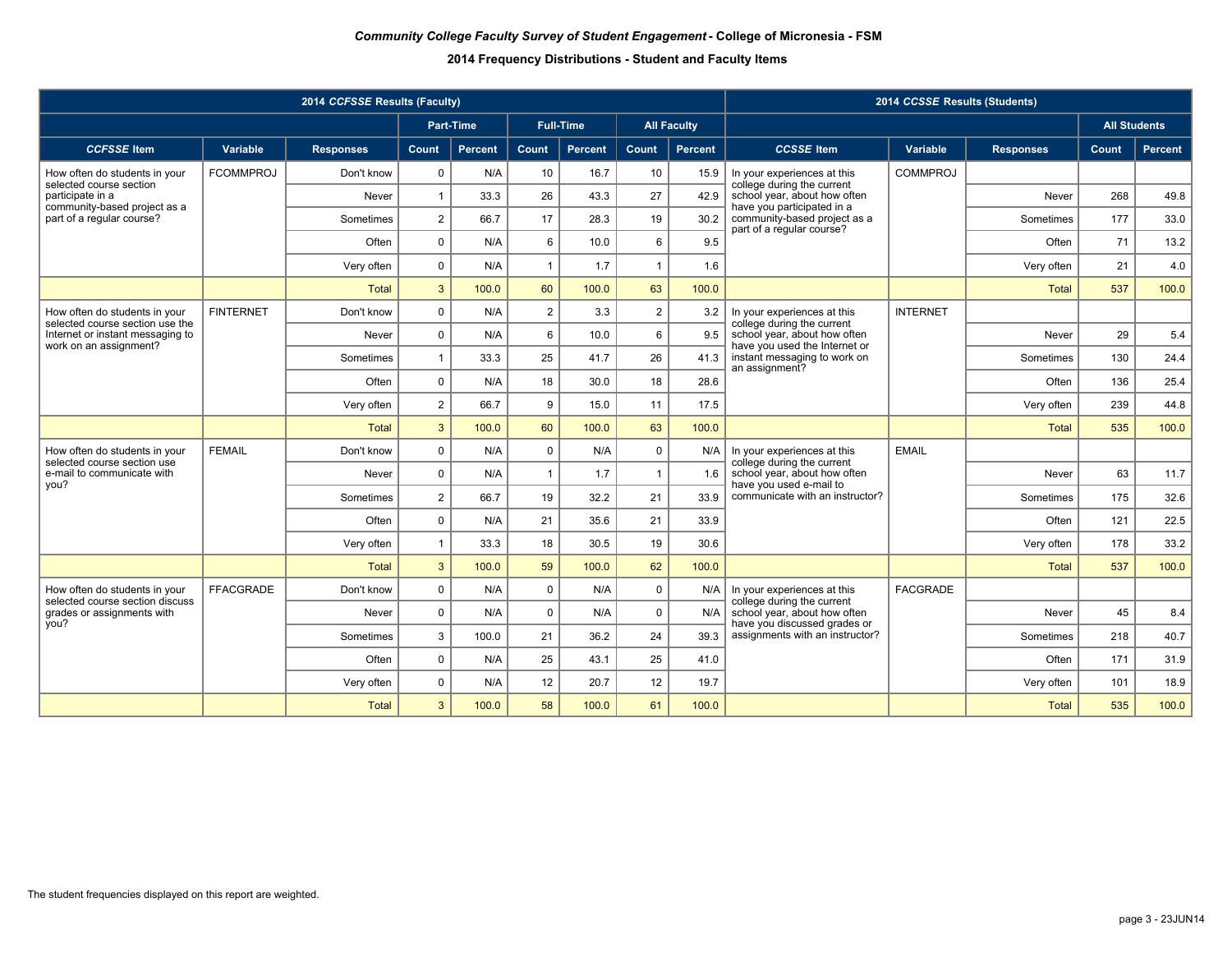***Community College Faculty Survey of Student Engagement* - College of Micronesia - FSM**

**2014 Frequency Distributions - Student and Faculty Items**

| 2014 *CCFSSE* Results (Faculty) | | | | | | | | | 2014 *CCSSE* Results (Students) | | | | |
|---|---|---|---|---|---|---|---|---|---|---|---|---|---|
| | | | Part-Time | | Full-Time | | All Faculty | | | | | All Students | |
| *CCFSSE* Item | Variable | Responses | Count | Percent | Count | Percent | Count | Percent | *CCSSE* Item | Variable | Responses | Count | Percent |
| How often do students in your selected course section participate in a community-based project as a part of a regular course? | FCOMMPROJ | Don't know | 0 | N/A | 10 | 16.7 | 10 | 15.9 | In your experiences at this college during the current school year, about how often have you participated in a community-based project as a part of a regular course? | COMMPROJ | | | |
| | | Never | 1 | 33.3 | 26 | 43.3 | 27 | 42.9 | | | Never | 268 | 49.8 |
| | | Sometimes | 2 | 66.7 | 17 | 28.3 | 19 | 30.2 | | | Sometimes | 177 | 33.0 |
| | | Often | 0 | N/A | 6 | 10.0 | 6 | 9.5 | | | Often | 71 | 13.2 |
| | | Very often | 0 | N/A | 1 | 1.7 | 1 | 1.6 | | | Very often | 21 | 4.0 |
| | | Total | 3 | 100.0 | 60 | 100.0 | 63 | 100.0 | | | Total | 537 | 100.0 |
| How often do students in your selected course section use the Internet or instant messaging to work on an assignment? | FINTERNET | Don't know | 0 | N/A | 2 | 3.3 | 2 | 3.2 | In your experiences at this college during the current school year, about how often have you used the Internet or instant messaging to work on an assignment? | INTERNET | | | |
| | | Never | 0 | N/A | 6 | 10.0 | 6 | 9.5 | | | Never | 29 | 5.4 |
| | | Sometimes | 1 | 33.3 | 25 | 41.7 | 26 | 41.3 | | | Sometimes | 130 | 24.4 |
| | | Often | 0 | N/A | 18 | 30.0 | 18 | 28.6 | | | Often | 136 | 25.4 |
| | | Very often | 2 | 66.7 | 9 | 15.0 | 11 | 17.5 | | | Very often | 239 | 44.8 |
| | | Total | 3 | 100.0 | 60 | 100.0 | 63 | 100.0 | | | Total | 535 | 100.0 |
| How often do students in your selected course section use e-mail to communicate with you? | FEMAIL | Don't know | 0 | N/A | 0 | N/A | 0 | N/A | In your experiences at this college during the current school year, about how often have you used e-mail to communicate with an instructor? | EMAIL | | | |
| | | Never | 0 | N/A | 1 | 1.7 | 1 | 1.6 | | | Never | 63 | 11.7 |
| | | Sometimes | 2 | 66.7 | 19 | 32.2 | 21 | 33.9 | | | Sometimes | 175 | 32.6 |
| | | Often | 0 | N/A | 21 | 35.6 | 21 | 33.9 | | | Often | 121 | 22.5 |
| | | Very often | 1 | 33.3 | 18 | 30.5 | 19 | 30.6 | | | Very often | 178 | 33.2 |
| | | Total | 3 | 100.0 | 59 | 100.0 | 62 | 100.0 | | | Total | 537 | 100.0 |
| How often do students in your selected course section discuss grades or assignments with you? | FFACGRADE | Don't know | 0 | N/A | 0 | N/A | 0 | N/A | In your experiences at this college during the current school year, about how often have you discussed grades or assignments with an instructor? | FACGRADE | | | |
| | | Never | 0 | N/A | 0 | N/A | 0 | N/A | | | Never | 45 | 8.4 |
| | | Sometimes | 3 | 100.0 | 21 | 36.2 | 24 | 39.3 | | | Sometimes | 218 | 40.7 |
| | | Often | 0 | N/A | 25 | 43.1 | 25 | 41.0 | | | Often | 171 | 31.9 |
| | | Very often | 0 | N/A | 12 | 20.7 | 12 | 19.7 | | | Very often | 101 | 18.9 |
| | | Total | 3 | 100.0 | 58 | 100.0 | 61 | 100.0 | | | Total | 535 | 100.0 |

The student frequencies displayed on this report are weighted.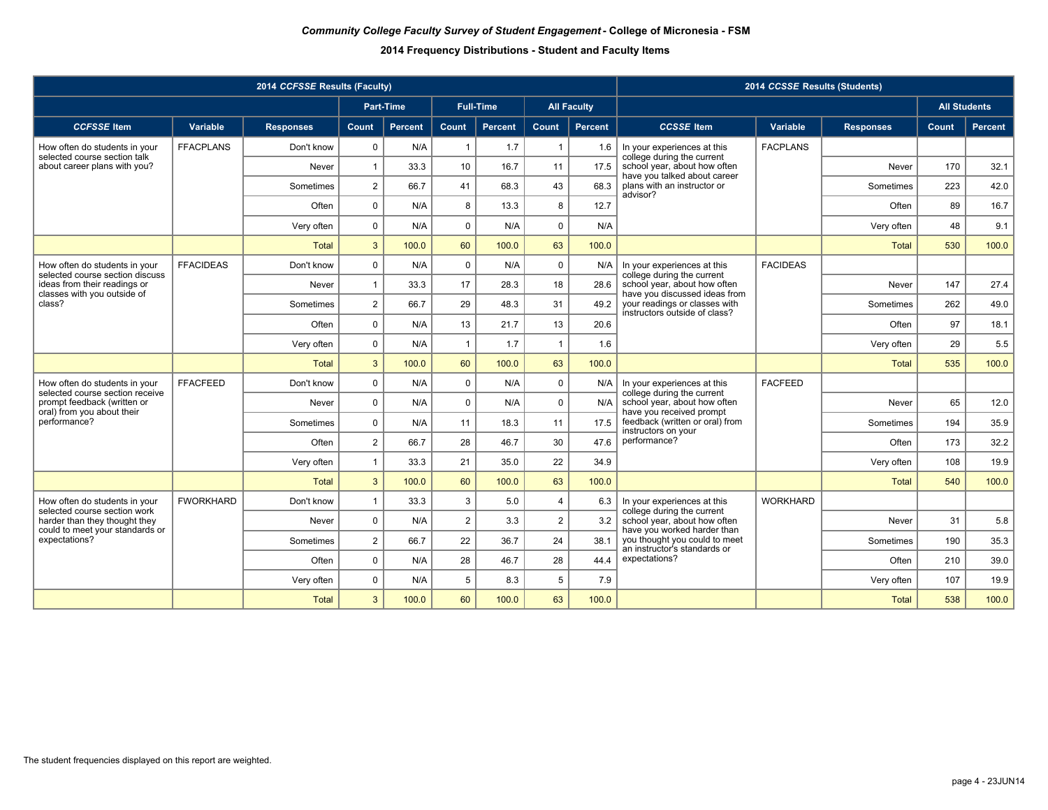***Community College Faculty Survey of Student Engagement* - College of Micronesia - FSM**

**2014 Frequency Distributions - Student and Faculty Items**

| 2014 *CCFSSE* Results (Faculty) | | | | | | | | | 2014 *CCSSE* Results (Students) | | | | |
|---|---|---|---|---|---|---|---|---|---|---|---|---|---|
| | | | Part-Time | | Full-Time | | All Faculty | | | | | All Students | |
| *CCFSSE* Item | Variable | Responses | Count | Percent | Count | Percent | Count | Percent | *CCSSE* Item | Variable | Responses | Count | Percent |
| How often do students in your selected course section talk about career plans with you? | FFACPLANS | Don't know | 0 | N/A | 1 | 1.7 | 1 | 1.6 | In your experiences at this college during the current school year, about how often have you talked about career plans with an instructor or advisor? | FACPLANS | | | |
| | | Never | 1 | 33.3 | 10 | 16.7 | 11 | 17.5 | | | Never | 170 | 32.1 |
| | | Sometimes | 2 | 66.7 | 41 | 68.3 | 43 | 68.3 | | | Sometimes | 223 | 42.0 |
| | | Often | 0 | N/A | 8 | 13.3 | 8 | 12.7 | | | Often | 89 | 16.7 |
| | | Very often | 0 | N/A | 0 | N/A | 0 | N/A | | | Very often | 48 | 9.1 |
| | | Total | 3 | 100.0 | 60 | 100.0 | 63 | 100.0 | | | Total | 530 | 100.0 |
| How often do students in your selected course section discuss ideas from their readings or classes with you outside of class? | FFACIDEAS | Don't know | 0 | N/A | 0 | N/A | 0 | N/A | In your experiences at this college during the current school year, about how often have you discussed ideas from your readings or classes with instructors outside of class? | FACIDEAS | | | |
| | | Never | 1 | 33.3 | 17 | 28.3 | 18 | 28.6 | | | Never | 147 | 27.4 |
| | | Sometimes | 2 | 66.7 | 29 | 48.3 | 31 | 49.2 | | | Sometimes | 262 | 49.0 |
| | | Often | 0 | N/A | 13 | 21.7 | 13 | 20.6 | | | Often | 97 | 18.1 |
| | | Very often | 0 | N/A | 1 | 1.7 | 1 | 1.6 | | | Very often | 29 | 5.5 |
| | | Total | 3 | 100.0 | 60 | 100.0 | 63 | 100.0 | | | Total | 535 | 100.0 |
| How often do students in your selected course section receive prompt feedback (written or oral) from you about their performance? | FFACFEED | Don't know | 0 | N/A | 0 | N/A | 0 | N/A | In your experiences at this college during the current school year, about how often have you received prompt feedback (written or oral) from instructors on your performance? | FACFEED | | | |
| | | Never | 0 | N/A | 0 | N/A | 0 | N/A | | | Never | 65 | 12.0 |
| | | Sometimes | 0 | N/A | 11 | 18.3 | 11 | 17.5 | | | Sometimes | 194 | 35.9 |
| | | Often | 2 | 66.7 | 28 | 46.7 | 30 | 47.6 | | | Often | 173 | 32.2 |
| | | Very often | 1 | 33.3 | 21 | 35.0 | 22 | 34.9 | | | Very often | 108 | 19.9 |
| | | Total | 3 | 100.0 | 60 | 100.0 | 63 | 100.0 | | | Total | 540 | 100.0 |
| How often do students in your selected course section work harder than they thought they could to meet your standards or expectations? | FWORKHARD | Don't know | 1 | 33.3 | 3 | 5.0 | 4 | 6.3 | In your experiences at this college during the current school year, about how often have you worked harder than you thought you could to meet an instructor's standards or expectations? | WORKHARD | | | |
| | | Never | 0 | N/A | 2 | 3.3 | 2 | 3.2 | | | Never | 31 | 5.8 |
| | | Sometimes | 2 | 66.7 | 22 | 36.7 | 24 | 38.1 | | | Sometimes | 190 | 35.3 |
| | | Often | 0 | N/A | 28 | 46.7 | 28 | 44.4 | | | Often | 210 | 39.0 |
| | | Very often | 0 | N/A | 5 | 8.3 | 5 | 7.9 | | | Very often | 107 | 19.9 |
| | | Total | 3 | 100.0 | 60 | 100.0 | 63 | 100.0 | | | Total | 538 | 100.0 |

The student frequencies displayed on this report are weighted.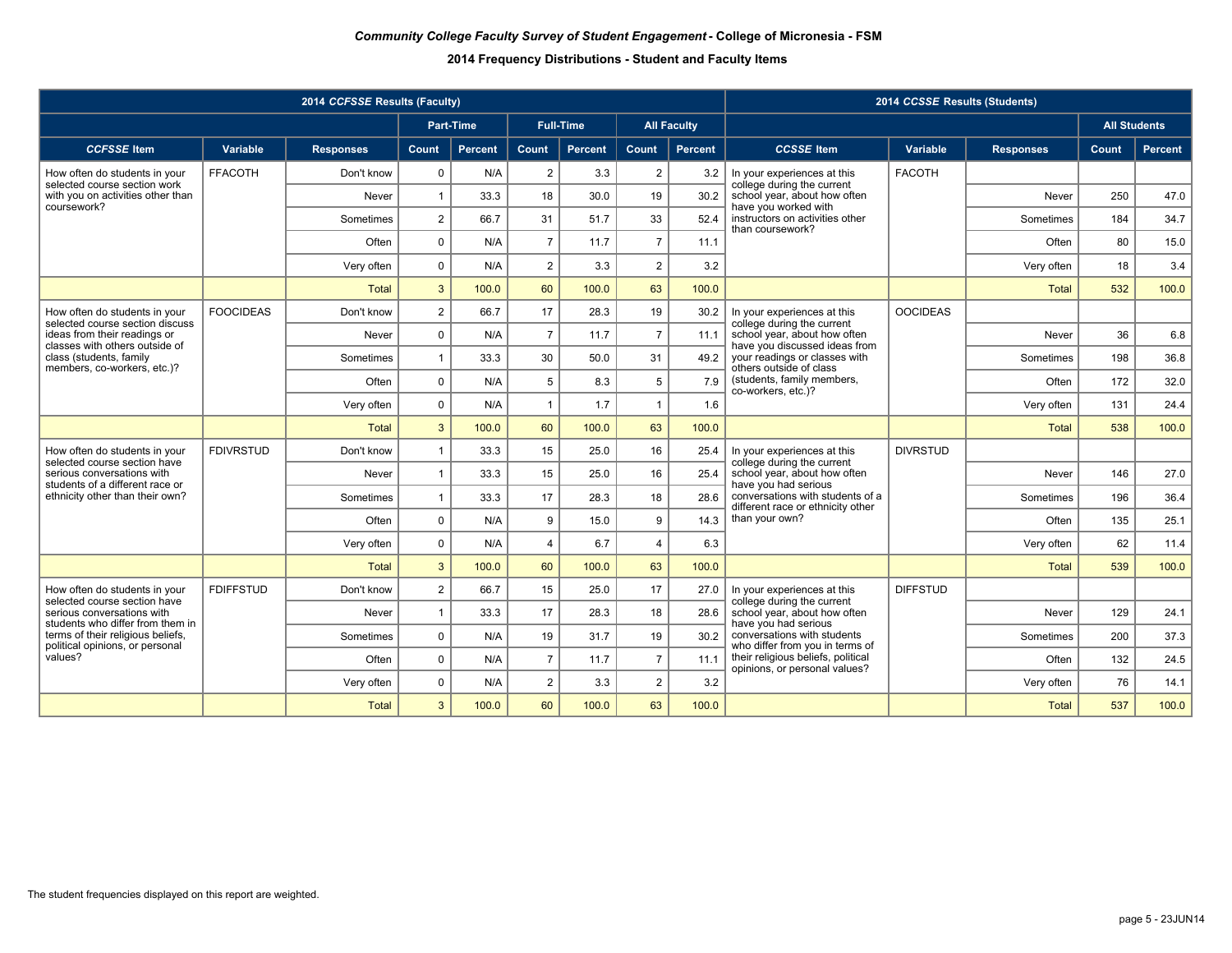***Community College Faculty Survey of Student Engagement* - College of Micronesia - FSM**

**2014 Frequency Distributions - Student and Faculty Items**

| 2014 *CCFSSE* Results (Faculty) | | | | | | | | | 2014 *CCSSE* Results (Students) | | | | |
|---|---|---|---|---|---|---|---|---|---|---|---|---|---|
| | | | Part-Time | | Full-Time | | All Faculty | | | | | All Students | |
| ***CCFSSE* Item** | **Variable** | **Responses** | **Count** | **Percent** | **Count** | **Percent** | **Count** | **Percent** | ***CCSSE* Item** | **Variable** | **Responses** | **Count** | **Percent** |
| How often do students in your selected course section work with you on activities other than coursework? | FFACOTH | Don't know | 0 | N/A | 2 | 3.3 | 2 | 3.2 | In your experiences at this college during the current school year, about how often have you worked with instructors on activities other than coursework? | FACOTH | | | |
| | | Never | 1 | 33.3 | 18 | 30.0 | 19 | 30.2 | | | Never | 250 | 47.0 |
| | | Sometimes | 2 | 66.7 | 31 | 51.7 | 33 | 52.4 | | | Sometimes | 184 | 34.7 |
| | | Often | 0 | N/A | 7 | 11.7 | 7 | 11.1 | | | Often | 80 | 15.0 |
| | | Very often | 0 | N/A | 2 | 3.3 | 2 | 3.2 | | | Very often | 18 | 3.4 |
| | | Total | 3 | 100.0 | 60 | 100.0 | 63 | 100.0 | | | Total | 532 | 100.0 |
| How often do students in your selected course section discuss ideas from their readings or classes with others outside of class (students, family members, co-workers, etc.)? | FOOCIDEAS | Don't know | 2 | 66.7 | 17 | 28.3 | 19 | 30.2 | In your experiences at this college during the current school year, about how often have you discussed ideas from your readings or classes with others outside of class (students, family members, co-workers, etc.)? | OOCIDEAS | | | |
| | | Never | 0 | N/A | 7 | 11.7 | 7 | 11.1 | | | Never | 36 | 6.8 |
| | | Sometimes | 1 | 33.3 | 30 | 50.0 | 31 | 49.2 | | | Sometimes | 198 | 36.8 |
| | | Often | 0 | N/A | 5 | 8.3 | 5 | 7.9 | | | Often | 172 | 32.0 |
| | | Very often | 0 | N/A | 1 | 1.7 | 1 | 1.6 | | | Very often | 131 | 24.4 |
| | | Total | 3 | 100.0 | 60 | 100.0 | 63 | 100.0 | | | Total | 538 | 100.0 |
| How often do students in your selected course section have serious conversations with students of a different race or ethnicity other than their own? | FDIVRSTUD | Don't know | 1 | 33.3 | 15 | 25.0 | 16 | 25.4 | In your experiences at this college during the current school year, about how often have you had serious conversations with students of a different race or ethnicity other than your own? | DIVRSTUD | | | |
| | | Never | 1 | 33.3 | 15 | 25.0 | 16 | 25.4 | | | Never | 146 | 27.0 |
| | | Sometimes | 1 | 33.3 | 17 | 28.3 | 18 | 28.6 | | | Sometimes | 196 | 36.4 |
| | | Often | 0 | N/A | 9 | 15.0 | 9 | 14.3 | | | Often | 135 | 25.1 |
| | | Very often | 0 | N/A | 4 | 6.7 | 4 | 6.3 | | | Very often | 62 | 11.4 |
| | | Total | 3 | 100.0 | 60 | 100.0 | 63 | 100.0 | | | Total | 539 | 100.0 |
| How often do students in your selected course section have serious conversations with students who differ from them in terms of their religious beliefs, political opinions, or personal values? | FDIFFSTUD | Don't know | 2 | 66.7 | 15 | 25.0 | 17 | 27.0 | In your experiences at this college during the current school year, about how often have you had serious conversations with students who differ from you in terms of their religious beliefs, political opinions, or personal values? | DIFFSTUD | | | |
| | | Never | 1 | 33.3 | 17 | 28.3 | 18 | 28.6 | | | Never | 129 | 24.1 |
| | | Sometimes | 0 | N/A | 19 | 31.7 | 19 | 30.2 | | | Sometimes | 200 | 37.3 |
| | | Often | 0 | N/A | 7 | 11.7 | 7 | 11.1 | | | Often | 132 | 24.5 |
| | | Very often | 0 | N/A | 2 | 3.3 | 2 | 3.2 | | | Very often | 76 | 14.1 |
| | | Total | 3 | 100.0 | 60 | 100.0 | 63 | 100.0 | | | Total | 537 | 100.0 |

The student frequencies displayed on this report are weighted.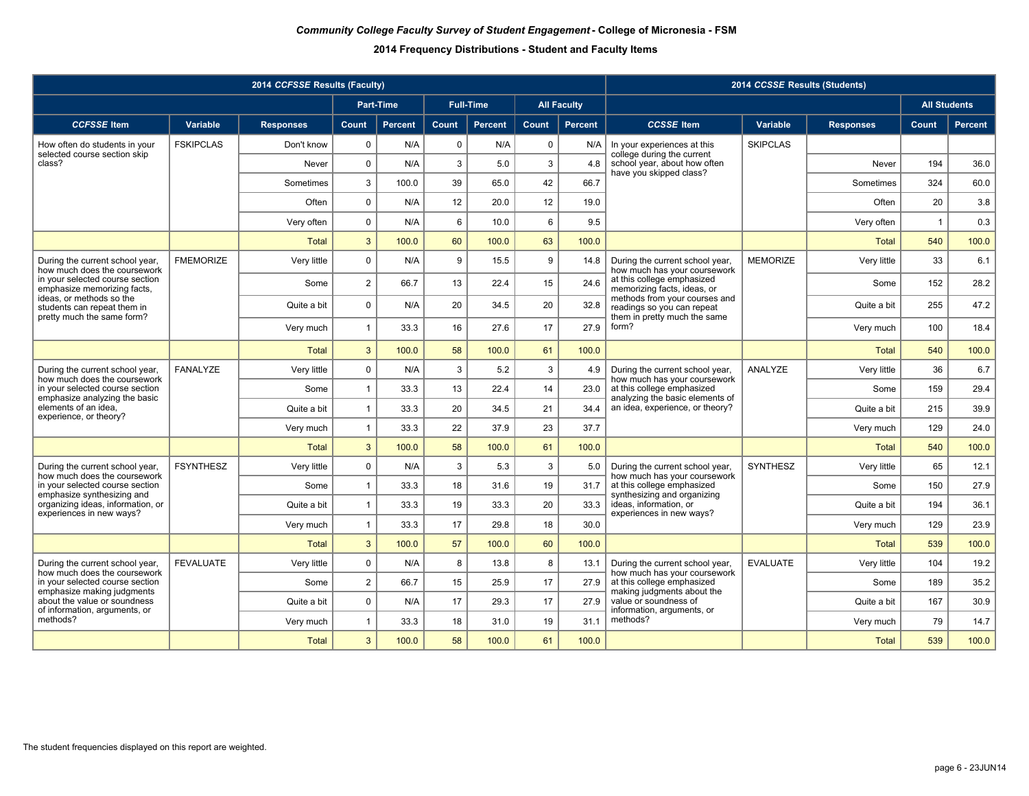### *Community College Faculty Survey of Student Engagement* - College of Micronesia - FSM

### 2014 Frequency Distributions - Student and Faculty Items

| 2014 *CCFSSE* Results (Faculty) | | | | | | | | | 2014 *CCSSE* Results (Students) | | | | |
|---|---|---|---|---|---|---|---|---|---|---|---|---|---|
| | | | Part-Time | | Full-Time | | All Faculty | | | | | All Students | |
| *CCFSSE* Item | Variable | Responses | Count | Percent | Count | Percent | Count | Percent | *CCSSE* Item | Variable | Responses | Count | Percent |
| How often do students in your selected course section skip class? | FSKIPCLAS | Don't know | 0 | N/A | 0 | N/A | 0 | N/A | In your experiences at this college during the current school year, about how often have you skipped class? | SKIPCLAS | | | |
| | | Never | 0 | N/A | 3 | 5.0 | 3 | 4.8 | | | Never | 194 | 36.0 |
| | | Sometimes | 3 | 100.0 | 39 | 65.0 | 42 | 66.7 | | | Sometimes | 324 | 60.0 |
| | | Often | 0 | N/A | 12 | 20.0 | 12 | 19.0 | | | Often | 20 | 3.8 |
| | | Very often | 0 | N/A | 6 | 10.0 | 6 | 9.5 | | | Very often | 1 | 0.3 |
| | | Total | 3 | 100.0 | 60 | 100.0 | 63 | 100.0 | | | Total | 540 | 100.0 |
| During the current school year, how much does the coursework in your selected course section emphasize memorizing facts, ideas, or methods so the students can repeat them in pretty much the same form? | FMEMORIZE | Very little | 0 | N/A | 9 | 15.5 | 9 | 14.8 | During the current school year, how much has your coursework at this college emphasized memorizing facts, ideas, or methods from your courses and readings so you can repeat them in pretty much the same form? | MEMORIZE | Very little | 33 | 6.1 |
| | | Some | 2 | 66.7 | 13 | 22.4 | 15 | 24.6 | | | Some | 152 | 28.2 |
| | | Quite a bit | 0 | N/A | 20 | 34.5 | 20 | 32.8 | | | Quite a bit | 255 | 47.2 |
| | | Very much | 1 | 33.3 | 16 | 27.6 | 17 | 27.9 | | | Very much | 100 | 18.4 |
| | | Total | 3 | 100.0 | 58 | 100.0 | 61 | 100.0 | | | Total | 540 | 100.0 |
| During the current school year, how much does the coursework in your selected course section emphasize analyzing the basic elements of an idea, experience, or theory? | FANALYZE | Very little | 0 | N/A | 3 | 5.2 | 3 | 4.9 | During the current school year, how much has your coursework at this college emphasized analyzing the basic elements of an idea, experience, or theory? | ANALYZE | Very little | 36 | 6.7 |
| | | Some | 1 | 33.3 | 13 | 22.4 | 14 | 23.0 | | | Some | 159 | 29.4 |
| | | Quite a bit | 1 | 33.3 | 20 | 34.5 | 21 | 34.4 | | | Quite a bit | 215 | 39.9 |
| | | Very much | 1 | 33.3 | 22 | 37.9 | 23 | 37.7 | | | Very much | 129 | 24.0 |
| | | Total | 3 | 100.0 | 58 | 100.0 | 61 | 100.0 | | | Total | 540 | 100.0 |
| During the current school year, how much does the coursework in your selected course section emphasize synthesizing and organizing ideas, information, or experiences in new ways? | FSYNTHESZ | Very little | 0 | N/A | 3 | 5.3 | 3 | 5.0 | During the current school year, how much has your coursework at this college emphasized synthesizing and organizing ideas, information, or experiences in new ways? | SYNTHESZ | Very little | 65 | 12.1 |
| | | Some | 1 | 33.3 | 18 | 31.6 | 19 | 31.7 | | | Some | 150 | 27.9 |
| | | Quite a bit | 1 | 33.3 | 19 | 33.3 | 20 | 33.3 | | | Quite a bit | 194 | 36.1 |
| | | Very much | 1 | 33.3 | 17 | 29.8 | 18 | 30.0 | | | Very much | 129 | 23.9 |
| | | Total | 3 | 100.0 | 57 | 100.0 | 60 | 100.0 | | | Total | 539 | 100.0 |
| During the current school year, how much does the coursework in your selected course section emphasize making judgments about the value or soundness of information, arguments, or methods? | FEVALUATE | Very little | 0 | N/A | 8 | 13.8 | 8 | 13.1 | During the current school year, how much has your coursework at this college emphasized making judgments about the value or soundness of information, arguments, or methods? | EVALUATE | Very little | 104 | 19.2 |
| | | Some | 2 | 66.7 | 15 | 25.9 | 17 | 27.9 | | | Some | 189 | 35.2 |
| | | Quite a bit | 0 | N/A | 17 | 29.3 | 17 | 27.9 | | | Quite a bit | 167 | 30.9 |
| | | Very much | 1 | 33.3 | 18 | 31.0 | 19 | 31.1 | | | Very much | 79 | 14.7 |
| | | Total | 3 | 100.0 | 58 | 100.0 | 61 | 100.0 | | | Total | 539 | 100.0 |

The student frequencies displayed on this report are weighted.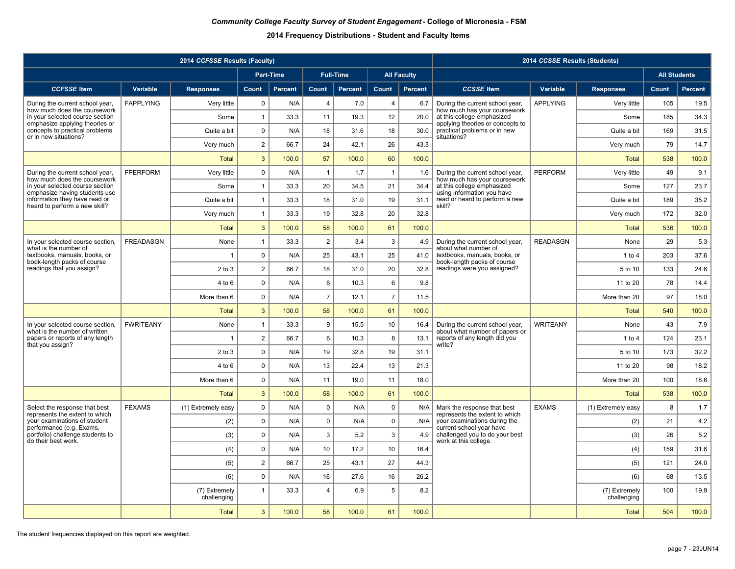***Community College Faculty Survey of Student Engagement* - College of Micronesia - FSM**

**2014 Frequency Distributions - Student and Faculty Items**

| 2014 *CCFSSE* Results (Faculty) | | | | | | | | | 2014 *CCSSE* Results (Students) | | | | |
|---|---|---|---|---|---|---|---|---|---|---|---|---|---|
| | | | Part-Time | | Full-Time | | All Faculty | | | | | All Students | |
| *CCFSSE* Item | Variable | Responses | Count | Percent | Count | Percent | Count | Percent | *CCSSE* Item | Variable | Responses | Count | Percent |
| During the current school year, how much does the coursework in your selected course section emphasize applying theories or concepts to practical problems or in new situations? | FAPPLYING | Very little | 0 | N/A | 4 | 7.0 | 4 | 6.7 | During the current school year, how much has your coursework at this college emphasized applying theories or concepts to practical problems or in new situations? | APPLYING | Very little | 105 | 19.5 |
| | | Some | 1 | 33.3 | 11 | 19.3 | 12 | 20.0 | | | Some | 185 | 34.3 |
| | | Quite a bit | 0 | N/A | 18 | 31.6 | 18 | 30.0 | | | Quite a bit | 169 | 31.5 |
| | | Very much | 2 | 66.7 | 24 | 42.1 | 26 | 43.3 | | | Very much | 79 | 14.7 |
| | | Total | 3 | 100.0 | 57 | 100.0 | 60 | 100.0 | | | Total | 538 | 100.0 |
| During the current school year, how much does the coursework in your selected course section emphasize having students use information they have read or heard to perform a new skill? | FPERFORM | Very little | 0 | N/A | 1 | 1.7 | 1 | 1.6 | During the current school year, how much has your coursework at this college emphasized using information you have read or heard to perform a new skill? | PERFORM | Very little | 49 | 9.1 |
| | | Some | 1 | 33.3 | 20 | 34.5 | 21 | 34.4 | | | Some | 127 | 23.7 |
| | | Quite a bit | 1 | 33.3 | 18 | 31.0 | 19 | 31.1 | | | Quite a bit | 189 | 35.2 |
| | | Very much | 1 | 33.3 | 19 | 32.8 | 20 | 32.8 | | | Very much | 172 | 32.0 |
| | | Total | 3 | 100.0 | 58 | 100.0 | 61 | 100.0 | | | Total | 536 | 100.0 |
| In your selected course section, what is the number of textbooks, manuals, books, or book-length packs of course readings that you assign? | FREADASGN | None | 1 | 33.3 | 2 | 3.4 | 3 | 4.9 | During the current school year, about what number of textbooks, manuals, books, or book-length packs of course readings were you assigned? | READASGN | None | 29 | 5.3 |
| | | 1 | 0 | N/A | 25 | 43.1 | 25 | 41.0 | | | 1 to 4 | 203 | 37.6 |
| | | 2 to 3 | 2 | 66.7 | 18 | 31.0 | 20 | 32.8 | | | 5 to 10 | 133 | 24.6 |
| | | 4 to 6 | 0 | N/A | 6 | 10.3 | 6 | 9.8 | | | 11 to 20 | 78 | 14.4 |
| | | More than 6 | 0 | N/A | 7 | 12.1 | 7 | 11.5 | | | More than 20 | 97 | 18.0 |
| | | Total | 3 | 100.0 | 58 | 100.0 | 61 | 100.0 | | | Total | 540 | 100.0 |
| In your selected course section, what is the number of written papers or reports of any length that you assign? | FWRITEANY | None | 1 | 33.3 | 9 | 15.5 | 10 | 16.4 | During the current school year, about what number of papers or reports of any length did you write? | WRITEANY | None | 43 | 7.9 |
| | | 1 | 2 | 66.7 | 6 | 10.3 | 8 | 13.1 | | | 1 to 4 | 124 | 23.1 |
| | | 2 to 3 | 0 | N/A | 19 | 32.8 | 19 | 31.1 | | | 5 to 10 | 173 | 32.2 |
| | | 4 to 6 | 0 | N/A | 13 | 22.4 | 13 | 21.3 | | | 11 to 20 | 98 | 18.2 |
| | | More than 6 | 0 | N/A | 11 | 19.0 | 11 | 18.0 | | | More than 20 | 100 | 18.6 |
| | | Total | 3 | 100.0 | 58 | 100.0 | 61 | 100.0 | | | Total | 538 | 100.0 |
| Select the response that best represents the extent to which your examinations of student performance (e.g. Exams, portfolio) challenge students to do their best work. | FEXAMS | (1) Extremely easy | 0 | N/A | 0 | N/A | 0 | N/A | Mark the response that best represents the extent to which your examinations during the current school year have challenged you to do your best work at this college. | EXAMS | (1) Extremely easy | 8 | 1.7 |
| | | (2) | 0 | N/A | 0 | N/A | 0 | N/A | | | (2) | 21 | 4.2 |
| | | (3) | 0 | N/A | 3 | 5.2 | 3 | 4.9 | | | (3) | 26 | 5.2 |
| | | (4) | 0 | N/A | 10 | 17.2 | 10 | 16.4 | | | (4) | 159 | 31.6 |
| | | (5) | 2 | 66.7 | 25 | 43.1 | 27 | 44.3 | | | (5) | 121 | 24.0 |
| | | (6) | 0 | N/A | 16 | 27.6 | 16 | 26.2 | | | (6) | 68 | 13.5 |
| | | (7) Extremely challenging | 1 | 33.3 | 4 | 6.9 | 5 | 8.2 | | | (7) Extremely challenging | 100 | 19.9 |
| | | Total | 3 | 100.0 | 58 | 100.0 | 61 | 100.0 | | | Total | 504 | 100.0 |

The student frequencies displayed on this report are weighted.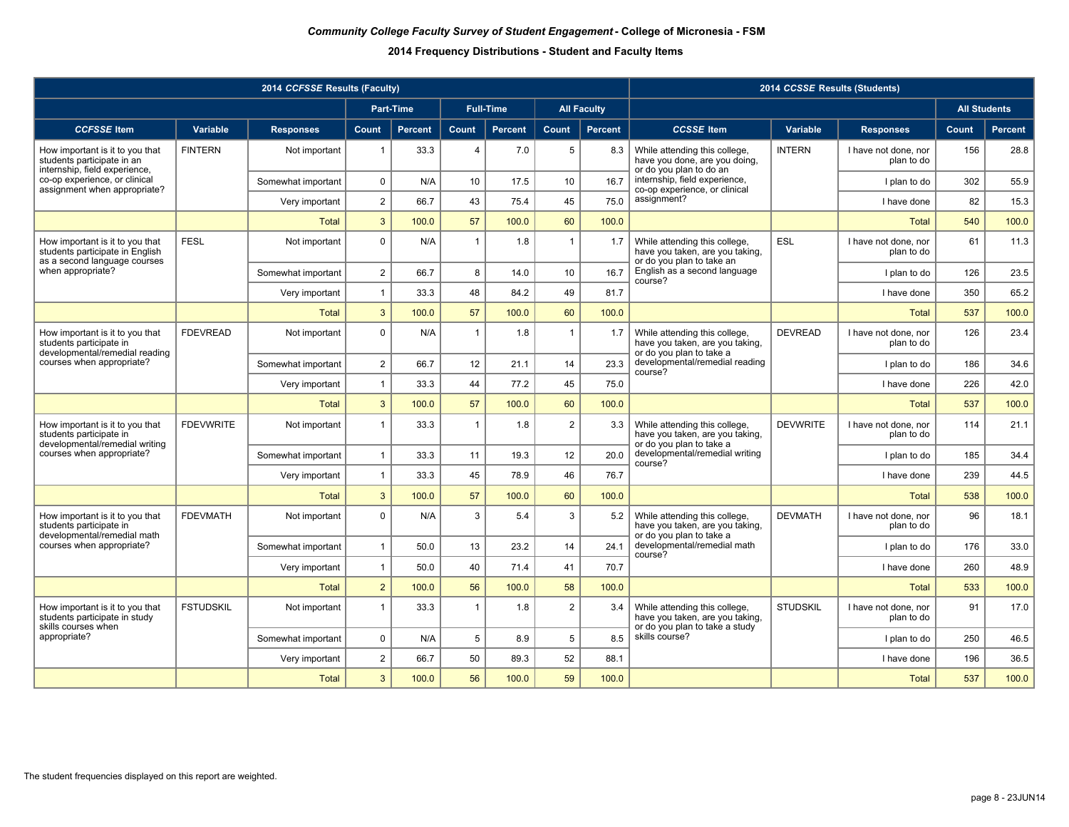*Community College Faculty Survey of Student Engagement* **- College of Micronesia - FSM**

**2014 Frequency Distributions - Student and Faculty Items**

| 2014 *CCFSSE* Results (Faculty) | | | | | | | | | 2014 *CCSSE* Results (Students) | | | | |
|---|---|---|---|---|---|---|---|---|---|---|---|---|---|
| | | | Part-Time | | Full-Time | | All Faculty | | | | | All Students | |
| *CCFSSE* Item | Variable | Responses | Count | Percent | Count | Percent | Count | Percent | *CCSSE* Item | Variable | Responses | Count | Percent |
| How important is it to you that students participate in an internship, field experience, co-op experience, or clinical assignment when appropriate? | FINTERN | Not important | 1 | 33.3 | 4 | 7.0 | 5 | 8.3 | While attending this college, have you done, are you doing, or do you plan to do an internship, field experience, co-op experience, or clinical assignment? | INTERN | I have not done, nor plan to do | 156 | 28.8 |
| | | Somewhat important | 0 | N/A | 10 | 17.5 | 10 | 16.7 | | | I plan to do | 302 | 55.9 |
| | | Very important | 2 | 66.7 | 43 | 75.4 | 45 | 75.0 | | | I have done | 82 | 15.3 |
| | | Total | 3 | 100.0 | 57 | 100.0 | 60 | 100.0 | | | Total | 540 | 100.0 |
| How important is it to you that students participate in English as a second language courses when appropriate? | FESL | Not important | 0 | N/A | 1 | 1.8 | 1 | 1.7 | While attending this college, have you taken, are you taking, or do you plan to take an English as a second language course? | ESL | I have not done, nor plan to do | 61 | 11.3 |
| | | Somewhat important | 2 | 66.7 | 8 | 14.0 | 10 | 16.7 | | | I plan to do | 126 | 23.5 |
| | | Very important | 1 | 33.3 | 48 | 84.2 | 49 | 81.7 | | | I have done | 350 | 65.2 |
| | | Total | 3 | 100.0 | 57 | 100.0 | 60 | 100.0 | | | Total | 537 | 100.0 |
| How important is it to you that students participate in developmental/remedial reading courses when appropriate? | FDEVREAD | Not important | 0 | N/A | 1 | 1.8 | 1 | 1.7 | While attending this college, have you taken, are you taking, or do you plan to take a developmental/remedial reading course? | DEVREAD | I have not done, nor plan to do | 126 | 23.4 |
| | | Somewhat important | 2 | 66.7 | 12 | 21.1 | 14 | 23.3 | | | I plan to do | 186 | 34.6 |
| | | Very important | 1 | 33.3 | 44 | 77.2 | 45 | 75.0 | | | I have done | 226 | 42.0 |
| | | Total | 3 | 100.0 | 57 | 100.0 | 60 | 100.0 | | | Total | 537 | 100.0 |
| How important is it to you that students participate in developmental/remedial writing courses when appropriate? | FDEVWRITE | Not important | 1 | 33.3 | 1 | 1.8 | 2 | 3.3 | While attending this college, have you taken, are you taking, or do you plan to take a developmental/remedial writing course? | DEVWRITE | I have not done, nor plan to do | 114 | 21.1 |
| | | Somewhat important | 1 | 33.3 | 11 | 19.3 | 12 | 20.0 | | | I plan to do | 185 | 34.4 |
| | | Very important | 1 | 33.3 | 45 | 78.9 | 46 | 76.7 | | | I have done | 239 | 44.5 |
| | | Total | 3 | 100.0 | 57 | 100.0 | 60 | 100.0 | | | Total | 538 | 100.0 |
| How important is it to you that students participate in developmental/remedial math courses when appropriate? | FDEVMATH | Not important | 0 | N/A | 3 | 5.4 | 3 | 5.2 | While attending this college, have you taken, are you taking, or do you plan to take a developmental/remedial math course? | DEVMATH | I have not done, nor plan to do | 96 | 18.1 |
| | | Somewhat important | 1 | 50.0 | 13 | 23.2 | 14 | 24.1 | | | I plan to do | 176 | 33.0 |
| | | Very important | 1 | 50.0 | 40 | 71.4 | 41 | 70.7 | | | I have done | 260 | 48.9 |
| | | Total | 2 | 100.0 | 56 | 100.0 | 58 | 100.0 | | | Total | 533 | 100.0 |
| How important is it to you that students participate in study skills courses when appropriate? | FSTUDSKIL | Not important | 1 | 33.3 | 1 | 1.8 | 2 | 3.4 | While attending this college, have you taken, are you taking, or do you plan to take a study skills course? | STUDSKIL | I have not done, nor plan to do | 91 | 17.0 |
| | | Somewhat important | 0 | N/A | 5 | 8.9 | 5 | 8.5 | | | I plan to do | 250 | 46.5 |
| | | Very important | 2 | 66.7 | 50 | 89.3 | 52 | 88.1 | | | I have done | 196 | 36.5 |
| | | Total | 3 | 100.0 | 56 | 100.0 | 59 | 100.0 | | | Total | 537 | 100.0 |

The student frequencies displayed on this report are weighted.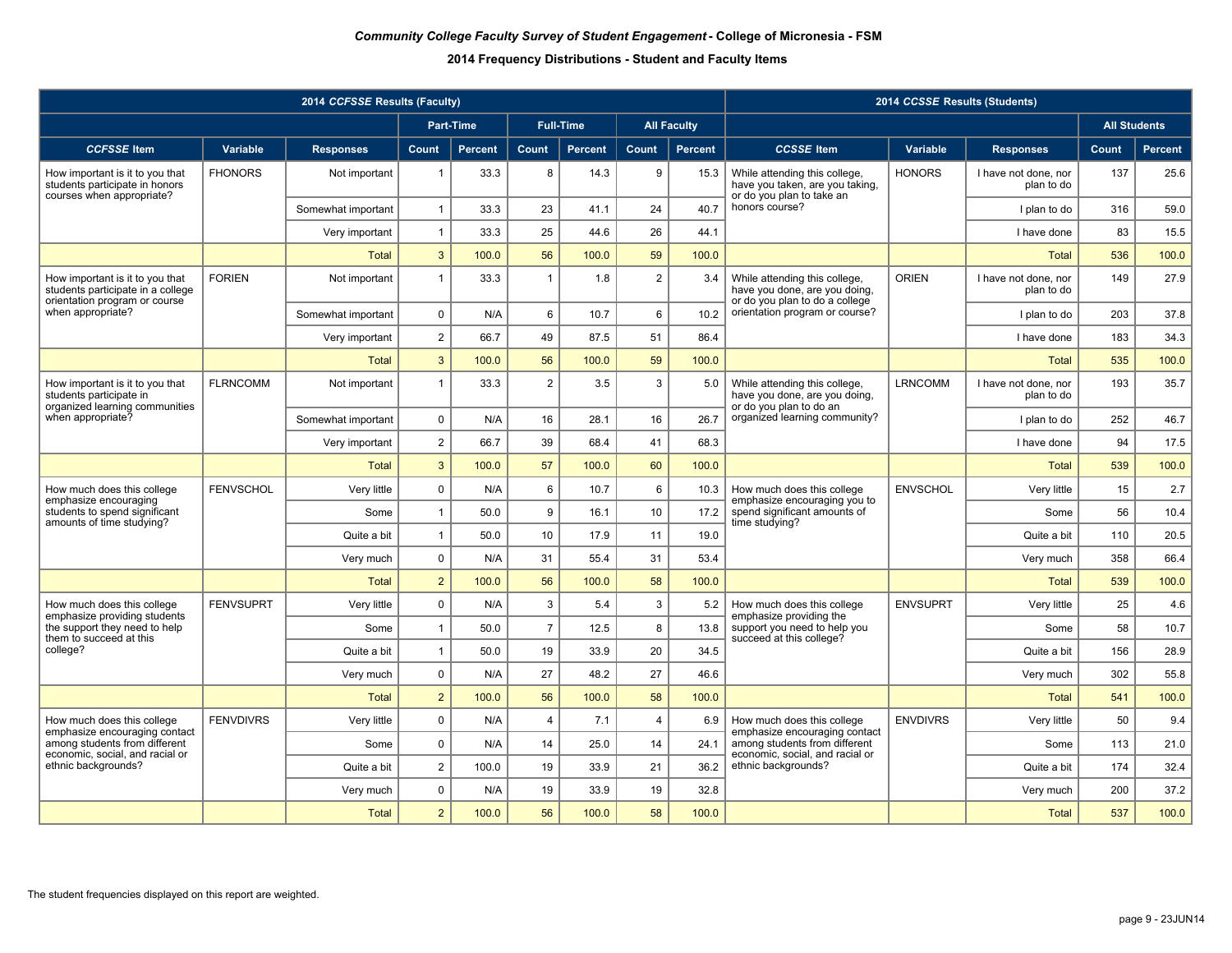***Community College Faculty Survey of Student Engagement* - College of Micronesia - FSM**

**2014 Frequency Distributions - Student and Faculty Items**

| 2014 *CCFSSE* Results (Faculty) | | | | | | | | | 2014 *CCSSE* Results (Students) | | | | |
|---|---|---|---|---|---|---|---|---|---|---|---|---|---|
| | | | Part-Time | | Full-Time | | All Faculty | | | | | All Students | |
| *CCFSSE* Item | Variable | Responses | Count | Percent | Count | Percent | Count | Percent | *CCSSE* Item | Variable | Responses | Count | Percent |
| How important is it to you that students participate in honors courses when appropriate? | FHONORS | Not important | 1 | 33.3 | 8 | 14.3 | 9 | 15.3 | While attending this college, have you taken, are you taking, or do you plan to take an honors course? | HONORS | I have not done, nor plan to do | 137 | 25.6 |
| | | Somewhat important | 1 | 33.3 | 23 | 41.1 | 24 | 40.7 | | | I plan to do | 316 | 59.0 |
| | | Very important | 1 | 33.3 | 25 | 44.6 | 26 | 44.1 | | | I have done | 83 | 15.5 |
| | | Total | 3 | 100.0 | 56 | 100.0 | 59 | 100.0 | | | Total | 536 | 100.0 |
| How important is it to you that students participate in a college orientation program or course when appropriate? | FORIEN | Not important | 1 | 33.3 | 1 | 1.8 | 2 | 3.4 | While attending this college, have you done, are you doing, or do you plan to do a college orientation program or course? | ORIEN | I have not done, nor plan to do | 149 | 27.9 |
| | | Somewhat important | 0 | N/A | 6 | 10.7 | 6 | 10.2 | | | I plan to do | 203 | 37.8 |
| | | Very important | 2 | 66.7 | 49 | 87.5 | 51 | 86.4 | | | I have done | 183 | 34.3 |
| | | Total | 3 | 100.0 | 56 | 100.0 | 59 | 100.0 | | | Total | 535 | 100.0 |
| How important is it to you that students participate in organized learning communities when appropriate? | FLRNCOMM | Not important | 1 | 33.3 | 2 | 3.5 | 3 | 5.0 | While attending this college, have you done, are you doing, or do you plan to do an organized learning community? | LRNCOMM | I have not done, nor plan to do | 193 | 35.7 |
| | | Somewhat important | 0 | N/A | 16 | 28.1 | 16 | 26.7 | | | I plan to do | 252 | 46.7 |
| | | Very important | 2 | 66.7 | 39 | 68.4 | 41 | 68.3 | | | I have done | 94 | 17.5 |
| | | Total | 3 | 100.0 | 57 | 100.0 | 60 | 100.0 | | | Total | 539 | 100.0 |
| How much does this college emphasize encouraging students to spend significant amounts of time studying? | FENVSCHOL | Very little | 0 | N/A | 6 | 10.7 | 6 | 10.3 | How much does this college emphasize encouraging you to spend significant amounts of time studying? | ENVSCHOL | Very little | 15 | 2.7 |
| | | Some | 1 | 50.0 | 9 | 16.1 | 10 | 17.2 | | | Some | 56 | 10.4 |
| | | Quite a bit | 1 | 50.0 | 10 | 17.9 | 11 | 19.0 | | | Quite a bit | 110 | 20.5 |
| | | Very much | 0 | N/A | 31 | 55.4 | 31 | 53.4 | | | Very much | 358 | 66.4 |
| | | Total | 2 | 100.0 | 56 | 100.0 | 58 | 100.0 | | | Total | 539 | 100.0 |
| How much does this college emphasize providing students the support they need to help them to succeed at this college? | FENVSUPRT | Very little | 0 | N/A | 3 | 5.4 | 3 | 5.2 | How much does this college emphasize providing the support you need to help you succeed at this college? | ENVSUPRT | Very little | 25 | 4.6 |
| | | Some | 1 | 50.0 | 7 | 12.5 | 8 | 13.8 | | | Some | 58 | 10.7 |
| | | Quite a bit | 1 | 50.0 | 19 | 33.9 | 20 | 34.5 | | | Quite a bit | 156 | 28.9 |
| | | Very much | 0 | N/A | 27 | 48.2 | 27 | 46.6 | | | Very much | 302 | 55.8 |
| | | Total | 2 | 100.0 | 56 | 100.0 | 58 | 100.0 | | | Total | 541 | 100.0 |
| How much does this college emphasize encouraging contact among students from different economic, social, and racial or ethnic backgrounds? | FENVDIVRS | Very little | 0 | N/A | 4 | 7.1 | 4 | 6.9 | How much does this college emphasize encouraging contact among students from different economic, social, and racial or ethnic backgrounds? | ENVDIVRS | Very little | 50 | 9.4 |
| | | Some | 0 | N/A | 14 | 25.0 | 14 | 24.1 | | | Some | 113 | 21.0 |
| | | Quite a bit | 2 | 100.0 | 19 | 33.9 | 21 | 36.2 | | | Quite a bit | 174 | 32.4 |
| | | Very much | 0 | N/A | 19 | 33.9 | 19 | 32.8 | | | Very much | 200 | 37.2 |
| | | Total | 2 | 100.0 | 56 | 100.0 | 58 | 100.0 | | | Total | 537 | 100.0 |

The student frequencies displayed on this report are weighted.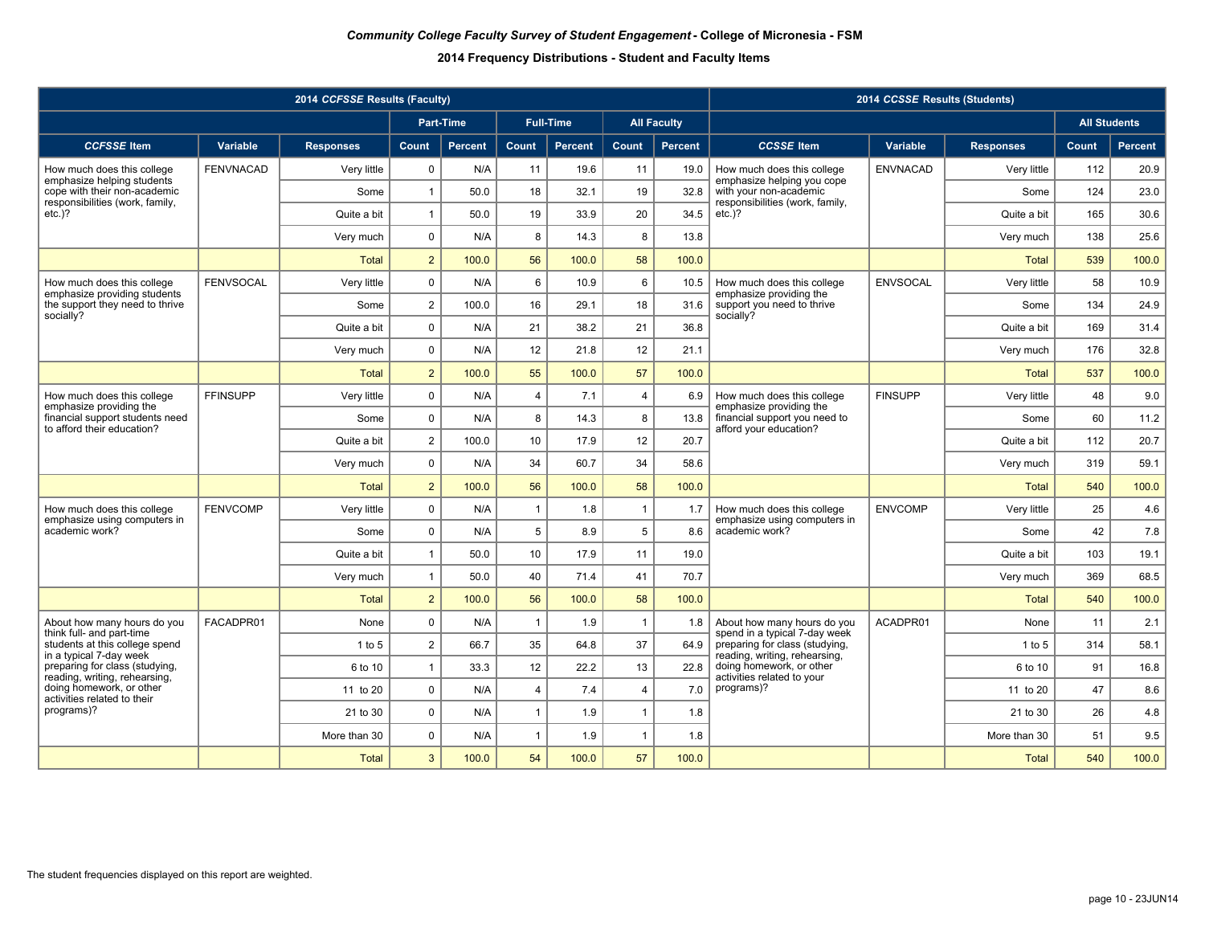***Community College Faculty Survey of Student Engagement* - College of Micronesia - FSM**

**2014 Frequency Distributions - Student and Faculty Items**

| 2014 *CCFSSE* Results (Faculty) | | | | | | | | | 2014 *CCSSE* Results (Students) | | | | |
|---|---|---|---|---|---|---|---|---|---|---|---|---|---|
| | | | Part-Time | | Full-Time | | All Faculty | | | | | All Students | |
| *CCFSSE* Item | Variable | Responses | Count | Percent | Count | Percent | Count | Percent | *CCSSE* Item | Variable | Responses | Count | Percent |
| How much does this college emphasize helping students cope with their non-academic responsibilities (work, family, etc.)? | FENVNACAD | Very little | 0 | N/A | 11 | 19.6 | 11 | 19.0 | How much does this college emphasize helping you cope with your non-academic responsibilities (work, family, etc.)? | ENVNACAD | Very little | 112 | 20.9 |
| | | Some | 1 | 50.0 | 18 | 32.1 | 19 | 32.8 | | | Some | 124 | 23.0 |
| | | Quite a bit | 1 | 50.0 | 19 | 33.9 | 20 | 34.5 | | | Quite a bit | 165 | 30.6 |
| | | Very much | 0 | N/A | 8 | 14.3 | 8 | 13.8 | | | Very much | 138 | 25.6 |
| | | Total | 2 | 100.0 | 56 | 100.0 | 58 | 100.0 | | | Total | 539 | 100.0 |
| How much does this college emphasize providing students the support they need to thrive socially? | FENVSOCAL | Very little | 0 | N/A | 6 | 10.9 | 6 | 10.5 | How much does this college emphasize providing the support you need to thrive socially? | ENVSOCAL | Very little | 58 | 10.9 |
| | | Some | 2 | 100.0 | 16 | 29.1 | 18 | 31.6 | | | Some | 134 | 24.9 |
| | | Quite a bit | 0 | N/A | 21 | 38.2 | 21 | 36.8 | | | Quite a bit | 169 | 31.4 |
| | | Very much | 0 | N/A | 12 | 21.8 | 12 | 21.1 | | | Very much | 176 | 32.8 |
| | | Total | 2 | 100.0 | 55 | 100.0 | 57 | 100.0 | | | Total | 537 | 100.0 |
| How much does this college emphasize providing the financial support students need to afford their education? | FFINSUPP | Very little | 0 | N/A | 4 | 7.1 | 4 | 6.9 | How much does this college emphasize providing the financial support you need to afford your education? | FINSUPP | Very little | 48 | 9.0 |
| | | Some | 0 | N/A | 8 | 14.3 | 8 | 13.8 | | | Some | 60 | 11.2 |
| | | Quite a bit | 2 | 100.0 | 10 | 17.9 | 12 | 20.7 | | | Quite a bit | 112 | 20.7 |
| | | Very much | 0 | N/A | 34 | 60.7 | 34 | 58.6 | | | Very much | 319 | 59.1 |
| | | Total | 2 | 100.0 | 56 | 100.0 | 58 | 100.0 | | | Total | 540 | 100.0 |
| How much does this college emphasize using computers in academic work? | FENVCOMP | Very little | 0 | N/A | 1 | 1.8 | 1 | 1.7 | How much does this college emphasize using computers in academic work? | ENVCOMP | Very little | 25 | 4.6 |
| | | Some | 0 | N/A | 5 | 8.9 | 5 | 8.6 | | | Some | 42 | 7.8 |
| | | Quite a bit | 1 | 50.0 | 10 | 17.9 | 11 | 19.0 | | | Quite a bit | 103 | 19.1 |
| | | Very much | 1 | 50.0 | 40 | 71.4 | 41 | 70.7 | | | Very much | 369 | 68.5 |
| | | Total | 2 | 100.0 | 56 | 100.0 | 58 | 100.0 | | | Total | 540 | 100.0 |
| About how many hours do you think full- and part-time students at this college spend in a typical 7-day week preparing for class (studying, reading, writing, rehearsing, doing homework, or other activities related to their programs)? | FACADPR01 | None | 0 | N/A | 1 | 1.9 | 1 | 1.8 | About how many hours do you spend in a typical 7-day week preparing for class (studying, reading, writing, rehearsing, doing homework, or other activities related to your programs)? | ACADPR01 | None | 11 | 2.1 |
| | | 1 to 5 | 2 | 66.7 | 35 | 64.8 | 37 | 64.9 | | | 1 to 5 | 314 | 58.1 |
| | | 6 to 10 | 1 | 33.3 | 12 | 22.2 | 13 | 22.8 | | | 6 to 10 | 91 | 16.8 |
| | | 11 to 20 | 0 | N/A | 4 | 7.4 | 4 | 7.0 | | | 11 to 20 | 47 | 8.6 |
| | | 21 to 30 | 0 | N/A | 1 | 1.9 | 1 | 1.8 | | | 21 to 30 | 26 | 4.8 |
| | | More than 30 | 0 | N/A | 1 | 1.9 | 1 | 1.8 | | | More than 30 | 51 | 9.5 |
| | | Total | 3 | 100.0 | 54 | 100.0 | 57 | 100.0 | | | Total | 540 | 100.0 |

The student frequencies displayed on this report are weighted.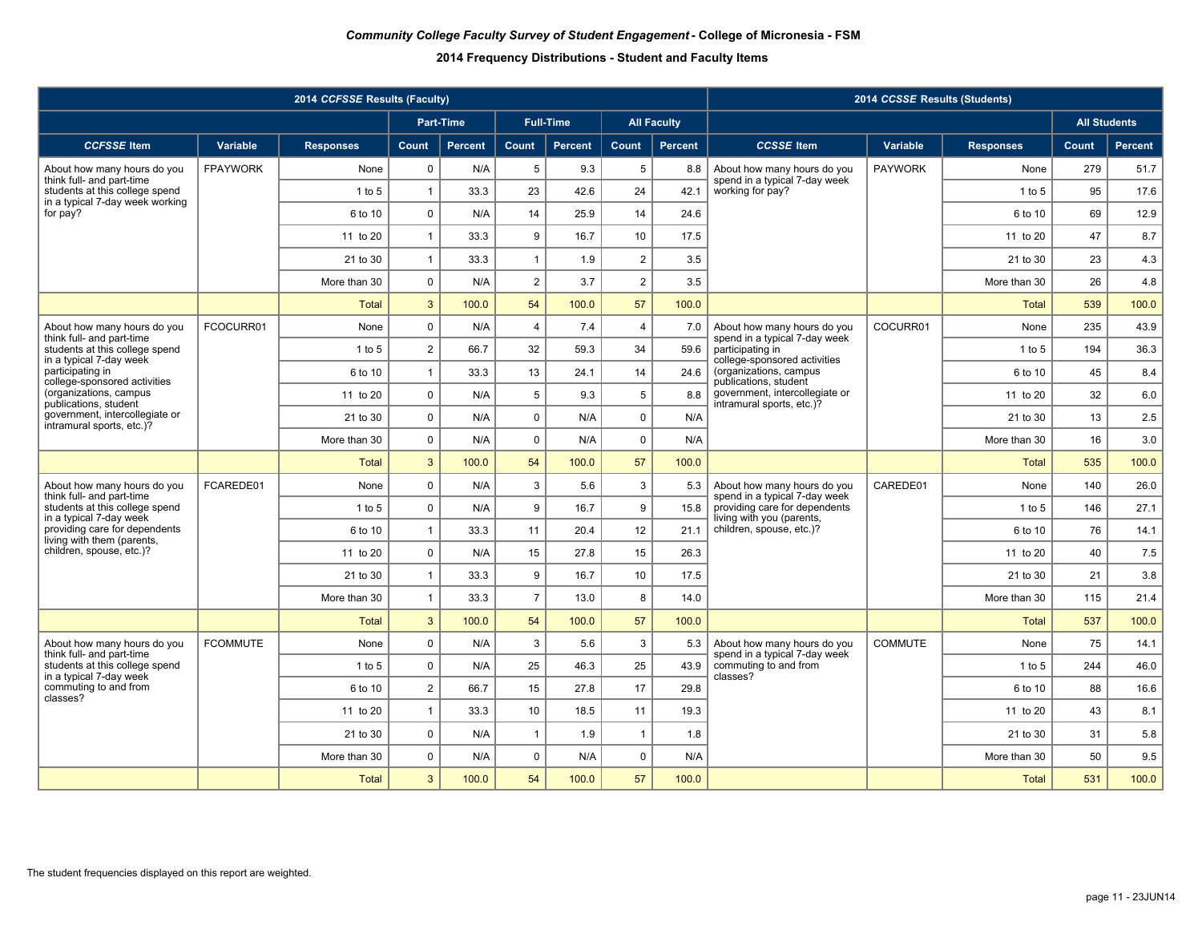***Community College Faculty Survey of Student Engagement* - College of Micronesia - FSM**

**2014 Frequency Distributions - Student and Faculty Items**

| 2014 *CCFSSE* Results (Faculty) | | | | | | | | | 2014 *CCSSE* Results (Students) | | | | |
|---|---|---|---|---|---|---|---|---|---|---|---|---|---|
| | | | Part-Time | | Full-Time | | All Faculty | | | | | All Students | |
| *CCFSSE* Item | Variable | Responses | Count | Percent | Count | Percent | Count | Percent | *CCSSE* Item | Variable | Responses | Count | Percent |
| About how many hours do you think full- and part-time students at this college spend in a typical 7-day week working for pay? | FPAYWORK | None | 0 | N/A | 5 | 9.3 | 5 | 8.8 | About how many hours do you spend in a typical 7-day week working for pay? | PAYWORK | None | 279 | 51.7 |
| | | 1 to 5 | 1 | 33.3 | 23 | 42.6 | 24 | 42.1 | | | 1 to 5 | 95 | 17.6 |
| | | 6 to 10 | 0 | N/A | 14 | 25.9 | 14 | 24.6 | | | 6 to 10 | 69 | 12.9 |
| | | 11 to 20 | 1 | 33.3 | 9 | 16.7 | 10 | 17.5 | | | 11 to 20 | 47 | 8.7 |
| | | 21 to 30 | 1 | 33.3 | 1 | 1.9 | 2 | 3.5 | | | 21 to 30 | 23 | 4.3 |
| | | More than 30 | 0 | N/A | 2 | 3.7 | 2 | 3.5 | | | More than 30 | 26 | 4.8 |
| | | Total | 3 | 100.0 | 54 | 100.0 | 57 | 100.0 | | | Total | 539 | 100.0 |
| About how many hours do you think full- and part-time students at this college spend in a typical 7-day week participating in college-sponsored activities (organizations, campus publications, student government, intercollegiate or intramural sports, etc.)? | FCOCURR01 | None | 0 | N/A | 4 | 7.4 | 4 | 7.0 | About how many hours do you spend in a typical 7-day week participating in college-sponsored activities (organizations, campus publications, student government, intercollegiate or intramural sports, etc.)? | COCURR01 | None | 235 | 43.9 |
| | | 1 to 5 | 2 | 66.7 | 32 | 59.3 | 34 | 59.6 | | | 1 to 5 | 194 | 36.3 |
| | | 6 to 10 | 1 | 33.3 | 13 | 24.1 | 14 | 24.6 | | | 6 to 10 | 45 | 8.4 |
| | | 11 to 20 | 0 | N/A | 5 | 9.3 | 5 | 8.8 | | | 11 to 20 | 32 | 6.0 |
| | | 21 to 30 | 0 | N/A | 0 | N/A | 0 | N/A | | | 21 to 30 | 13 | 2.5 |
| | | More than 30 | 0 | N/A | 0 | N/A | 0 | N/A | | | More than 30 | 16 | 3.0 |
| | | Total | 3 | 100.0 | 54 | 100.0 | 57 | 100.0 | | | Total | 535 | 100.0 |
| About how many hours do you think full- and part-time students at this college spend in a typical 7-day week providing care for dependents living with them (parents, children, spouse, etc.)? | FCAREDE01 | None | 0 | N/A | 3 | 5.6 | 3 | 5.3 | About how many hours do you spend in a typical 7-day week providing care for dependents living with you (parents, children, spouse, etc.)? | CAREDE01 | None | 140 | 26.0 |
| | | 1 to 5 | 0 | N/A | 9 | 16.7 | 9 | 15.8 | | | 1 to 5 | 146 | 27.1 |
| | | 6 to 10 | 1 | 33.3 | 11 | 20.4 | 12 | 21.1 | | | 6 to 10 | 76 | 14.1 |
| | | 11 to 20 | 0 | N/A | 15 | 27.8 | 15 | 26.3 | | | 11 to 20 | 40 | 7.5 |
| | | 21 to 30 | 1 | 33.3 | 9 | 16.7 | 10 | 17.5 | | | 21 to 30 | 21 | 3.8 |
| | | More than 30 | 1 | 33.3 | 7 | 13.0 | 8 | 14.0 | | | More than 30 | 115 | 21.4 |
| | | Total | 3 | 100.0 | 54 | 100.0 | 57 | 100.0 | | | Total | 537 | 100.0 |
| About how many hours do you think full- and part-time students at this college spend in a typical 7-day week commuting to and from classes? | FCOMMUTE | None | 0 | N/A | 3 | 5.6 | 3 | 5.3 | About how many hours do you spend in a typical 7-day week commuting to and from classes? | COMMUTE | None | 75 | 14.1 |
| | | 1 to 5 | 0 | N/A | 25 | 46.3 | 25 | 43.9 | | | 1 to 5 | 244 | 46.0 |
| | | 6 to 10 | 2 | 66.7 | 15 | 27.8 | 17 | 29.8 | | | 6 to 10 | 88 | 16.6 |
| | | 11 to 20 | 1 | 33.3 | 10 | 18.5 | 11 | 19.3 | | | 11 to 20 | 43 | 8.1 |
| | | 21 to 30 | 0 | N/A | 1 | 1.9 | 1 | 1.8 | | | 21 to 30 | 31 | 5.8 |
| | | More than 30 | 0 | N/A | 0 | N/A | 0 | N/A | | | More than 30 | 50 | 9.5 |
| | | Total | 3 | 100.0 | 54 | 100.0 | 57 | 100.0 | | | Total | 531 | 100.0 |

The student frequencies displayed on this report are weighted.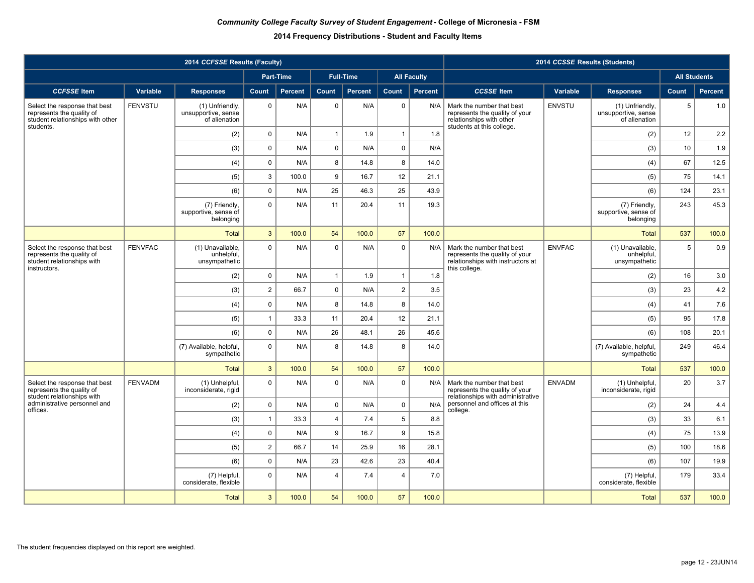**_Community College Faculty Survey of Student Engagement_ - College of Micronesia - FSM**

**2014 Frequency Distributions - Student and Faculty Items**

| 2014 *CCFSSE* Results (Faculty) | | | | | | | | | 2014 *CCSSE* Results (Students) | | | | |
|---|---|---|---|---|---|---|---|---|---|---|---|---|---|
| | | | Part-Time | | Full-Time | | All Faculty | | | | | All Students | |
| *CCFSSE* Item | Variable | Responses | Count | Percent | Count | Percent | Count | Percent | *CCSSE* Item | Variable | Responses | Count | Percent |
| Select the response that best represents the quality of student relationships with other students. | FENVSTU | (1) Unfriendly, unsupportive, sense of alienation | 0 | N/A | 0 | N/A | 0 | N/A | Mark the number that best represents the quality of your relationships with other students at this college. | ENVSTU | (1) Unfriendly, unsupportive, sense of alienation | 5 | 1.0 |
| | | (2) | 0 | N/A | 1 | 1.9 | 1 | 1.8 | | | (2) | 12 | 2.2 |
| | | (3) | 0 | N/A | 0 | N/A | 0 | N/A | | | (3) | 10 | 1.9 |
| | | (4) | 0 | N/A | 8 | 14.8 | 8 | 14.0 | | | (4) | 67 | 12.5 |
| | | (5) | 3 | 100.0 | 9 | 16.7 | 12 | 21.1 | | | (5) | 75 | 14.1 |
| | | (6) | 0 | N/A | 25 | 46.3 | 25 | 43.9 | | | (6) | 124 | 23.1 |
| | | (7) Friendly, supportive, sense of belonging | 0 | N/A | 11 | 20.4 | 11 | 19.3 | | | (7) Friendly, supportive, sense of belonging | 243 | 45.3 |
| | | Total | 3 | 100.0 | 54 | 100.0 | 57 | 100.0 | | | Total | 537 | 100.0 |
| Select the response that best represents the quality of student relationships with instructors. | FENVFAC | (1) Unavailable, unhelpful, unsympathetic | 0 | N/A | 0 | N/A | 0 | N/A | Mark the number that best represents the quality of your relationships with instructors at this college. | ENVFAC | (1) Unavailable, unhelpful, unsympathetic | 5 | 0.9 |
| | | (2) | 0 | N/A | 1 | 1.9 | 1 | 1.8 | | | (2) | 16 | 3.0 |
| | | (3) | 2 | 66.7 | 0 | N/A | 2 | 3.5 | | | (3) | 23 | 4.2 |
| | | (4) | 0 | N/A | 8 | 14.8 | 8 | 14.0 | | | (4) | 41 | 7.6 |
| | | (5) | 1 | 33.3 | 11 | 20.4 | 12 | 21.1 | | | (5) | 95 | 17.8 |
| | | (6) | 0 | N/A | 26 | 48.1 | 26 | 45.6 | | | (6) | 108 | 20.1 |
| | | (7) Available, helpful, sympathetic | 0 | N/A | 8 | 14.8 | 8 | 14.0 | | | (7) Available, helpful, sympathetic | 249 | 46.4 |
| | | Total | 3 | 100.0 | 54 | 100.0 | 57 | 100.0 | | | Total | 537 | 100.0 |
| Select the response that best represents the quality of student relationships with administrative personnel and offices. | FENVADM | (1) Unhelpful, inconsiderate, rigid | 0 | N/A | 0 | N/A | 0 | N/A | Mark the number that best represents the quality of your relationships with administrative personnel and offices at this college. | ENVADM | (1) Unhelpful, inconsiderate, rigid | 20 | 3.7 |
| | | (2) | 0 | N/A | 0 | N/A | 0 | N/A | | | (2) | 24 | 4.4 |
| | | (3) | 1 | 33.3 | 4 | 7.4 | 5 | 8.8 | | | (3) | 33 | 6.1 |
| | | (4) | 0 | N/A | 9 | 16.7 | 9 | 15.8 | | | (4) | 75 | 13.9 |
| | | (5) | 2 | 66.7 | 14 | 25.9 | 16 | 28.1 | | | (5) | 100 | 18.6 |
| | | (6) | 0 | N/A | 23 | 42.6 | 23 | 40.4 | | | (6) | 107 | 19.9 |
| | | (7) Helpful, considerate, flexible | 0 | N/A | 4 | 7.4 | 4 | 7.0 | | | (7) Helpful, considerate, flexible | 179 | 33.4 |
| | | Total | 3 | 100.0 | 54 | 100.0 | 57 | 100.0 | | | Total | 537 | 100.0 |

The student frequencies displayed on this report are weighted.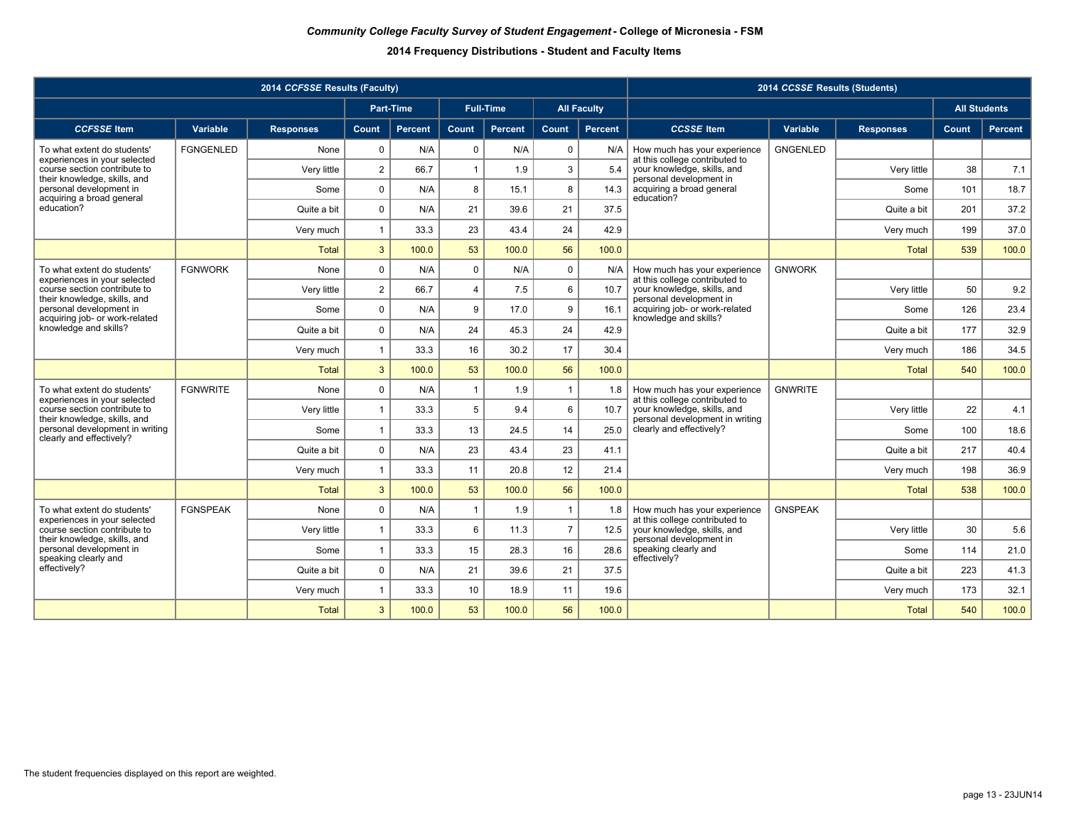**_Community College Faculty Survey of Student Engagement_ - College of Micronesia - FSM**

**2014 Frequency Distributions - Student and Faculty Items**

| 2014 *CCFSSE* Results (Faculty) | | | | | | | | | 2014 *CCSSE* Results (Students) | | | | |
|---|---|---|---|---|---|---|---|---|---|---|---|---|---|
| | | | Part-Time | | Full-Time | | All Faculty | | | | | All Students | |
| *CCFSSE* Item | Variable | Responses | Count | Percent | Count | Percent | Count | Percent | *CCSSE* Item | Variable | Responses | Count | Percent |
| To what extent do students' experiences in your selected course section contribute to their knowledge, skills, and personal development in acquiring a broad general education? | FGNGENLED | None | 0 | N/A | 0 | N/A | 0 | N/A | How much has your experience at this college contributed to your knowledge, skills, and personal development in acquiring a broad general education? | GNGENLED | | | |
| | | Very little | 2 | 66.7 | 1 | 1.9 | 3 | 5.4 | | | Very little | 38 | 7.1 |
| | | Some | 0 | N/A | 8 | 15.1 | 8 | 14.3 | | | Some | 101 | 18.7 |
| | | Quite a bit | 0 | N/A | 21 | 39.6 | 21 | 37.5 | | | Quite a bit | 201 | 37.2 |
| | | Very much | 1 | 33.3 | 23 | 43.4 | 24 | 42.9 | | | Very much | 199 | 37.0 |
| | | Total | 3 | 100.0 | 53 | 100.0 | 56 | 100.0 | | | Total | 539 | 100.0 |
| To what extent do students' experiences in your selected course section contribute to their knowledge, skills, and personal development in acquiring job- or work-related knowledge and skills? | FGNWORK | None | 0 | N/A | 0 | N/A | 0 | N/A | How much has your experience at this college contributed to your knowledge, skills, and personal development in acquiring job- or work-related knowledge and skills? | GNWORK | | | |
| | | Very little | 2 | 66.7 | 4 | 7.5 | 6 | 10.7 | | | Very little | 50 | 9.2 |
| | | Some | 0 | N/A | 9 | 17.0 | 9 | 16.1 | | | Some | 126 | 23.4 |
| | | Quite a bit | 0 | N/A | 24 | 45.3 | 24 | 42.9 | | | Quite a bit | 177 | 32.9 |
| | | Very much | 1 | 33.3 | 16 | 30.2 | 17 | 30.4 | | | Very much | 186 | 34.5 |
| | | Total | 3 | 100.0 | 53 | 100.0 | 56 | 100.0 | | | Total | 540 | 100.0 |
| To what extent do students' experiences in your selected course section contribute to their knowledge, skills, and personal development in writing clearly and effectively? | FGNWRITE | None | 0 | N/A | 1 | 1.9 | 1 | 1.8 | How much has your experience at this college contributed to your knowledge, skills, and personal development in writing clearly and effectively? | GNWRITE | | | |
| | | Very little | 1 | 33.3 | 5 | 9.4 | 6 | 10.7 | | | Very little | 22 | 4.1 |
| | | Some | 1 | 33.3 | 13 | 24.5 | 14 | 25.0 | | | Some | 100 | 18.6 |
| | | Quite a bit | 0 | N/A | 23 | 43.4 | 23 | 41.1 | | | Quite a bit | 217 | 40.4 |
| | | Very much | 1 | 33.3 | 11 | 20.8 | 12 | 21.4 | | | Very much | 198 | 36.9 |
| | | Total | 3 | 100.0 | 53 | 100.0 | 56 | 100.0 | | | Total | 538 | 100.0 |
| To what extent do students' experiences in your selected course section contribute to their knowledge, skills, and personal development in speaking clearly and effectively? | FGNSPEAK | None | 0 | N/A | 1 | 1.9 | 1 | 1.8 | How much has your experience at this college contributed to your knowledge, skills, and personal development in speaking clearly and effectively? | GNSPEAK | | | |
| | | Very little | 1 | 33.3 | 6 | 11.3 | 7 | 12.5 | | | Very little | 30 | 5.6 |
| | | Some | 1 | 33.3 | 15 | 28.3 | 16 | 28.6 | | | Some | 114 | 21.0 |
| | | Quite a bit | 0 | N/A | 21 | 39.6 | 21 | 37.5 | | | Quite a bit | 223 | 41.3 |
| | | Very much | 1 | 33.3 | 10 | 18.9 | 11 | 19.6 | | | Very much | 173 | 32.1 |
| | | Total | 3 | 100.0 | 53 | 100.0 | 56 | 100.0 | | | Total | 540 | 100.0 |

The student frequencies displayed on this report are weighted.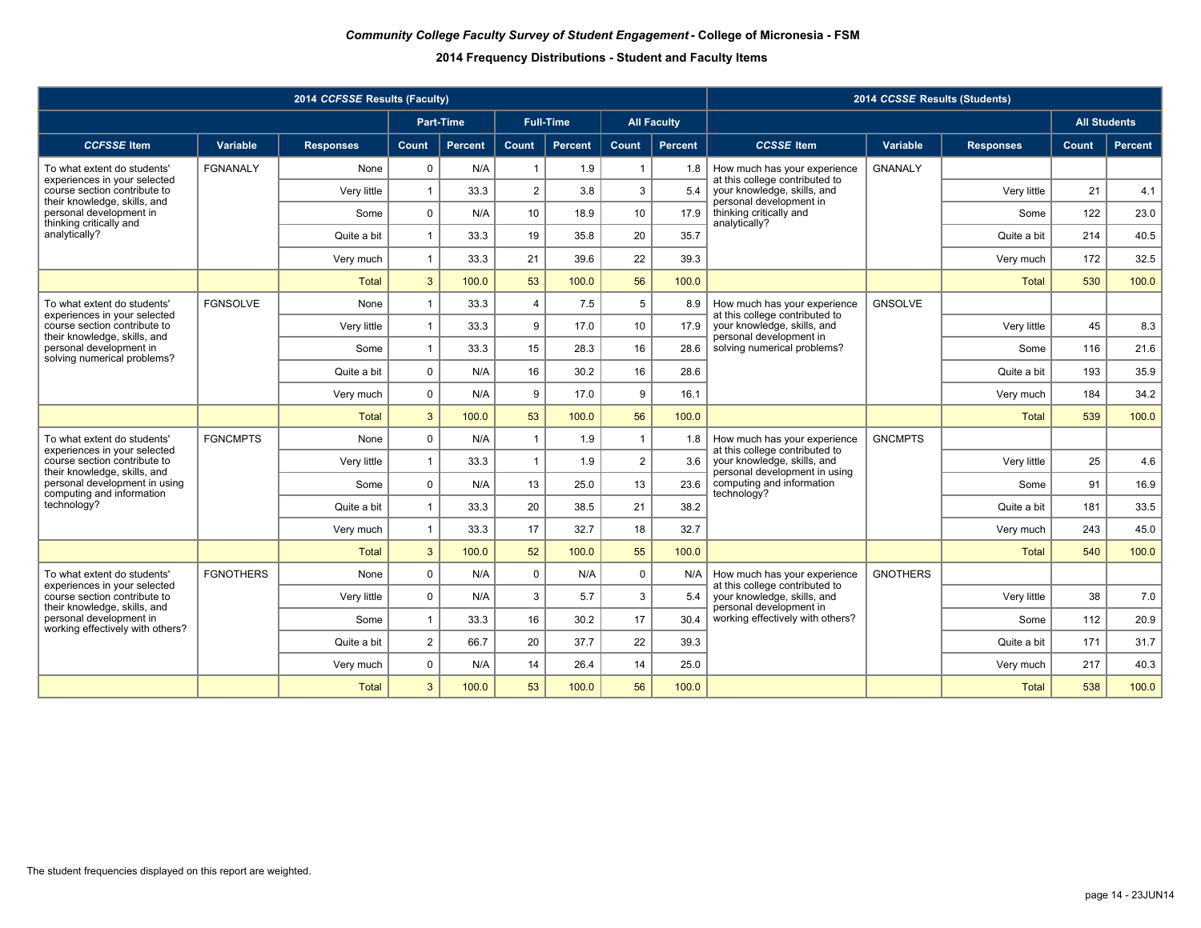***Community College Faculty Survey of Student Engagement* - College of Micronesia - FSM**

**2014 Frequency Distributions - Student and Faculty Items**

| 2014 *CCFSSE* Results (Faculty) | | | | | | | | | 2014 *CCSSE* Results (Students) | | | | |
|---|---|---|---|---|---|---|---|---|---|---|---|---|---|
| | | | Part-Time | | Full-Time | | All Faculty | | | | | All Students | |
| ***CCFSSE* Item** | **Variable** | **Responses** | **Count** | **Percent** | **Count** | **Percent** | **Count** | **Percent** | ***CCSSE* Item** | **Variable** | **Responses** | **Count** | **Percent** |
| To what extent do students' experiences in your selected course section contribute to their knowledge, skills, and personal development in thinking critically and analytically? | FGNANALY | None | 0 | N/A | 1 | 1.9 | 1 | 1.8 | How much has your experience at this college contributed to your knowledge, skills, and personal development in thinking critically and analytically? | GNANALY | | | |
| | | Very little | 1 | 33.3 | 2 | 3.8 | 3 | 5.4 | | | Very little | 21 | 4.1 |
| | | Some | 0 | N/A | 10 | 18.9 | 10 | 17.9 | | | Some | 122 | 23.0 |
| | | Quite a bit | 1 | 33.3 | 19 | 35.8 | 20 | 35.7 | | | Quite a bit | 214 | 40.5 |
| | | Very much | 1 | 33.3 | 21 | 39.6 | 22 | 39.3 | | | Very much | 172 | 32.5 |
| | | Total | 3 | 100.0 | 53 | 100.0 | 56 | 100.0 | | | Total | 530 | 100.0 |
| To what extent do students' experiences in your selected course section contribute to their knowledge, skills, and personal development in solving numerical problems? | FGNSOLVE | None | 1 | 33.3 | 4 | 7.5 | 5 | 8.9 | How much has your experience at this college contributed to your knowledge, skills, and personal development in solving numerical problems? | GNSOLVE | | | |
| | | Very little | 1 | 33.3 | 9 | 17.0 | 10 | 17.9 | | | Very little | 45 | 8.3 |
| | | Some | 1 | 33.3 | 15 | 28.3 | 16 | 28.6 | | | Some | 116 | 21.6 |
| | | Quite a bit | 0 | N/A | 16 | 30.2 | 16 | 28.6 | | | Quite a bit | 193 | 35.9 |
| | | Very much | 0 | N/A | 9 | 17.0 | 9 | 16.1 | | | Very much | 184 | 34.2 |
| | | Total | 3 | 100.0 | 53 | 100.0 | 56 | 100.0 | | | Total | 539 | 100.0 |
| To what extent do students' experiences in your selected course section contribute to their knowledge, skills, and personal development in using computing and information technology? | FGNCMPTS | None | 0 | N/A | 1 | 1.9 | 1 | 1.8 | How much has your experience at this college contributed to your knowledge, skills, and personal development in using computing and information technology? | GNCMPTS | | | |
| | | Very little | 1 | 33.3 | 1 | 1.9 | 2 | 3.6 | | | Very little | 25 | 4.6 |
| | | Some | 0 | N/A | 13 | 25.0 | 13 | 23.6 | | | Some | 91 | 16.9 |
| | | Quite a bit | 1 | 33.3 | 20 | 38.5 | 21 | 38.2 | | | Quite a bit | 181 | 33.5 |
| | | Very much | 1 | 33.3 | 17 | 32.7 | 18 | 32.7 | | | Very much | 243 | 45.0 |
| | | Total | 3 | 100.0 | 52 | 100.0 | 55 | 100.0 | | | Total | 540 | 100.0 |
| To what extent do students' experiences in your selected course section contribute to their knowledge, skills, and personal development in working effectively with others? | FGNOTHERS | None | 0 | N/A | 0 | N/A | 0 | N/A | How much has your experience at this college contributed to your knowledge, skills, and personal development in working effectively with others? | GNOTHERS | | | |
| | | Very little | 0 | N/A | 3 | 5.7 | 3 | 5.4 | | | Very little | 38 | 7.0 |
| | | Some | 1 | 33.3 | 16 | 30.2 | 17 | 30.4 | | | Some | 112 | 20.9 |
| | | Quite a bit | 2 | 66.7 | 20 | 37.7 | 22 | 39.3 | | | Quite a bit | 171 | 31.7 |
| | | Very much | 0 | N/A | 14 | 26.4 | 14 | 25.0 | | | Very much | 217 | 40.3 |
| | | Total | 3 | 100.0 | 53 | 100.0 | 56 | 100.0 | | | Total | 538 | 100.0 |

The student frequencies displayed on this report are weighted.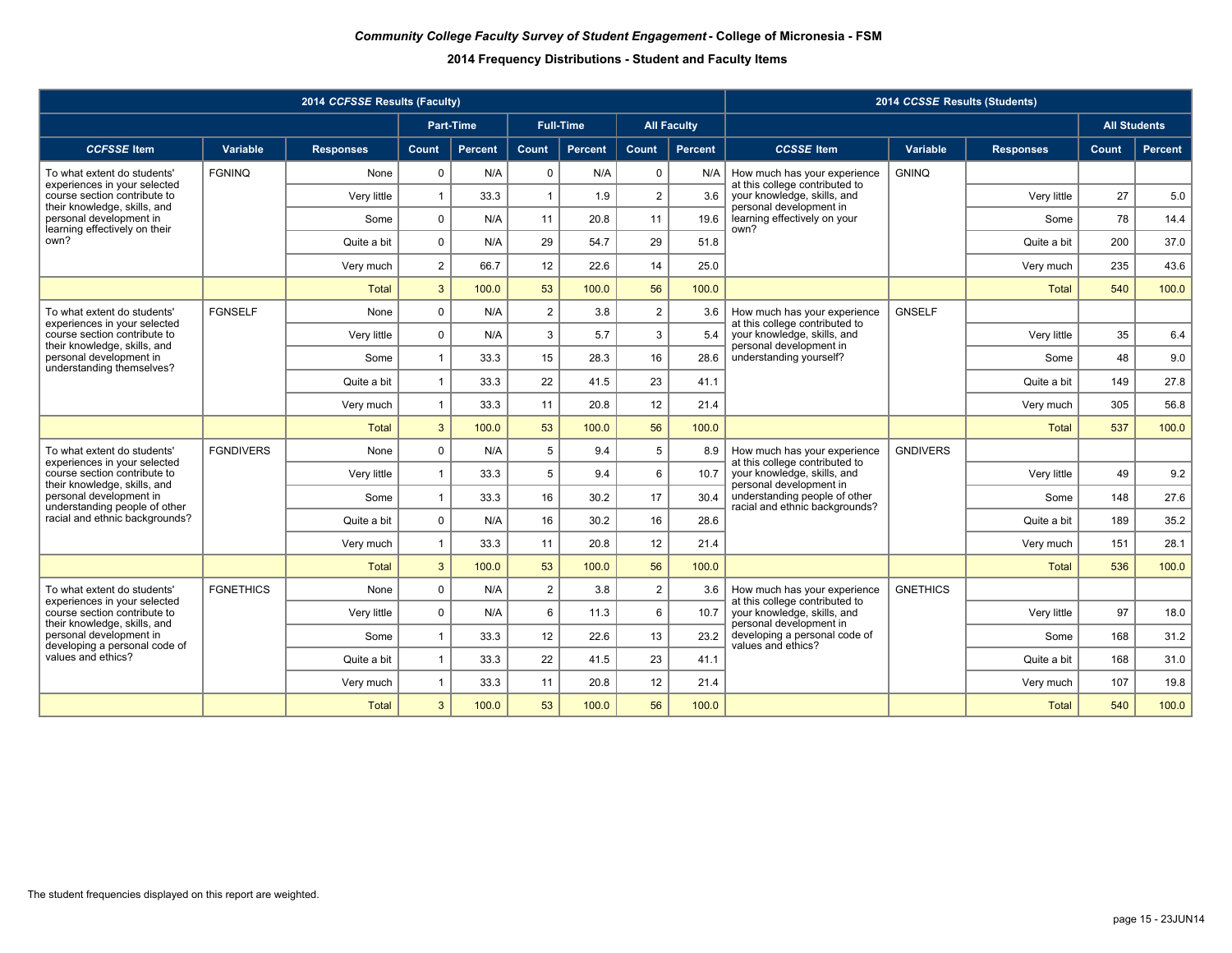***Community College Faculty Survey of Student Engagement* - College of Micronesia - FSM**

**2014 Frequency Distributions - Student and Faculty Items**

| 2014 *CCFSSE* Results (Faculty) | | | | | | | | | 2014 *CCSSE* Results (Students) | | | | |
|---|---|---|---|---|---|---|---|---|---|---|---|---|---|
| | | | Part-Time | | Full-Time | | All Faculty | | | | | All Students | |
| ***CCFSSE* Item** | **Variable** | **Responses** | **Count** | **Percent** | **Count** | **Percent** | **Count** | **Percent** | ***CCSSE* Item** | **Variable** | **Responses** | **Count** | **Percent** |
| To what extent do students' experiences in your selected course section contribute to their knowledge, skills, and personal development in learning effectively on their own? | FGNINQ | None | 0 | N/A | 0 | N/A | 0 | N/A | How much has your experience at this college contributed to your knowledge, skills, and personal development in learning effectively on your own? | GNINQ | | | |
| | | Very little | 1 | 33.3 | 1 | 1.9 | 2 | 3.6 | | | Very little | 27 | 5.0 |
| | | Some | 0 | N/A | 11 | 20.8 | 11 | 19.6 | | | Some | 78 | 14.4 |
| | | Quite a bit | 0 | N/A | 29 | 54.7 | 29 | 51.8 | | | Quite a bit | 200 | 37.0 |
| | | Very much | 2 | 66.7 | 12 | 22.6 | 14 | 25.0 | | | Very much | 235 | 43.6 |
| | | Total | 3 | 100.0 | 53 | 100.0 | 56 | 100.0 | | | Total | 540 | 100.0 |
| To what extent do students' experiences in your selected course section contribute to their knowledge, skills, and personal development in understanding themselves? | FGNSELF | None | 0 | N/A | 2 | 3.8 | 2 | 3.6 | How much has your experience at this college contributed to your knowledge, skills, and personal development in understanding yourself? | GNSELF | | | |
| | | Very little | 0 | N/A | 3 | 5.7 | 3 | 5.4 | | | Very little | 35 | 6.4 |
| | | Some | 1 | 33.3 | 15 | 28.3 | 16 | 28.6 | | | Some | 48 | 9.0 |
| | | Quite a bit | 1 | 33.3 | 22 | 41.5 | 23 | 41.1 | | | Quite a bit | 149 | 27.8 |
| | | Very much | 1 | 33.3 | 11 | 20.8 | 12 | 21.4 | | | Very much | 305 | 56.8 |
| | | Total | 3 | 100.0 | 53 | 100.0 | 56 | 100.0 | | | Total | 537 | 100.0 |
| To what extent do students' experiences in your selected course section contribute to their knowledge, skills, and personal development in understanding people of other racial and ethnic backgrounds? | FGNDIVERS | None | 0 | N/A | 5 | 9.4 | 5 | 8.9 | How much has your experience at this college contributed to your knowledge, skills, and personal development in understanding people of other racial and ethnic backgrounds? | GNDIVERS | | | |
| | | Very little | 1 | 33.3 | 5 | 9.4 | 6 | 10.7 | | | Very little | 49 | 9.2 |
| | | Some | 1 | 33.3 | 16 | 30.2 | 17 | 30.4 | | | Some | 148 | 27.6 |
| | | Quite a bit | 0 | N/A | 16 | 30.2 | 16 | 28.6 | | | Quite a bit | 189 | 35.2 |
| | | Very much | 1 | 33.3 | 11 | 20.8 | 12 | 21.4 | | | Very much | 151 | 28.1 |
| | | Total | 3 | 100.0 | 53 | 100.0 | 56 | 100.0 | | | Total | 536 | 100.0 |
| To what extent do students' experiences in your selected course section contribute to their knowledge, skills, and personal development in developing a personal code of values and ethics? | FGNETHICS | None | 0 | N/A | 2 | 3.8 | 2 | 3.6 | How much has your experience at this college contributed to your knowledge, skills, and personal development in developing a personal code of values and ethics? | GNETHICS | | | |
| | | Very little | 0 | N/A | 6 | 11.3 | 6 | 10.7 | | | Very little | 97 | 18.0 |
| | | Some | 1 | 33.3 | 12 | 22.6 | 13 | 23.2 | | | Some | 168 | 31.2 |
| | | Quite a bit | 1 | 33.3 | 22 | 41.5 | 23 | 41.1 | | | Quite a bit | 168 | 31.0 |
| | | Very much | 1 | 33.3 | 11 | 20.8 | 12 | 21.4 | | | Very much | 107 | 19.8 |
| | | Total | 3 | 100.0 | 53 | 100.0 | 56 | 100.0 | | | Total | 540 | 100.0 |

The student frequencies displayed on this report are weighted.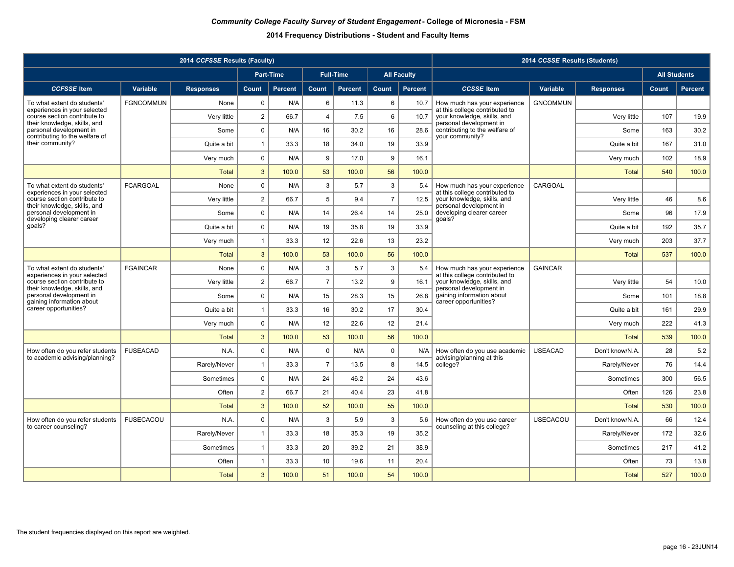***Community College Faculty Survey of Student Engagement* - College of Micronesia - FSM**

**2014 Frequency Distributions - Student and Faculty Items**

| 2014 *CCFSSE* Results (Faculty) | | | | | | | | | 2014 *CCSSE* Results (Students) | | | | |
|---|---|---|---|---|---|---|---|---|---|---|---|---|---|
| | | | Part-Time | | Full-Time | | All Faculty | | | | | All Students | |
| *CCFSSE* Item | Variable | Responses | Count | Percent | Count | Percent | Count | Percent | *CCSSE* Item | Variable | Responses | Count | Percent |
| To what extent do students' experiences in your selected course section contribute to their knowledge, skills, and personal development in contributing to the welfare of their community? | FGNCOMMUN | None | 0 | N/A | 6 | 11.3 | 6 | 10.7 | How much has your experience at this college contributed to your knowledge, skills, and personal development in contributing to the welfare of your community? | GNCOMMUN | | | |
| | | Very little | 2 | 66.7 | 4 | 7.5 | 6 | 10.7 | | | Very little | 107 | 19.9 |
| | | Some | 0 | N/A | 16 | 30.2 | 16 | 28.6 | | | Some | 163 | 30.2 |
| | | Quite a bit | 1 | 33.3 | 18 | 34.0 | 19 | 33.9 | | | Quite a bit | 167 | 31.0 |
| | | Very much | 0 | N/A | 9 | 17.0 | 9 | 16.1 | | | Very much | 102 | 18.9 |
| | | Total | 3 | 100.0 | 53 | 100.0 | 56 | 100.0 | | | Total | 540 | 100.0 |
| To what extent do students' experiences in your selected course section contribute to their knowledge, skills, and personal development in developing clearer career goals? | FCARGOAL | None | 0 | N/A | 3 | 5.7 | 3 | 5.4 | How much has your experience at this college contributed to your knowledge, skills, and personal development in developing clearer career goals? | CARGOAL | | | |
| | | Very little | 2 | 66.7 | 5 | 9.4 | 7 | 12.5 | | | Very little | 46 | 8.6 |
| | | Some | 0 | N/A | 14 | 26.4 | 14 | 25.0 | | | Some | 96 | 17.9 |
| | | Quite a bit | 0 | N/A | 19 | 35.8 | 19 | 33.9 | | | Quite a bit | 192 | 35.7 |
| | | Very much | 1 | 33.3 | 12 | 22.6 | 13 | 23.2 | | | Very much | 203 | 37.7 |
| | | Total | 3 | 100.0 | 53 | 100.0 | 56 | 100.0 | | | Total | 537 | 100.0 |
| To what extent do students' experiences in your selected course section contribute to their knowledge, skills, and personal development in gaining information about career opportunities? | FGAINCAR | None | 0 | N/A | 3 | 5.7 | 3 | 5.4 | How much has your experience at this college contributed to your knowledge, skills, and personal development in gaining information about career opportunities? | GAINCAR | | | |
| | | Very little | 2 | 66.7 | 7 | 13.2 | 9 | 16.1 | | | Very little | 54 | 10.0 |
| | | Some | 0 | N/A | 15 | 28.3 | 15 | 26.8 | | | Some | 101 | 18.8 |
| | | Quite a bit | 1 | 33.3 | 16 | 30.2 | 17 | 30.4 | | | Quite a bit | 161 | 29.9 |
| | | Very much | 0 | N/A | 12 | 22.6 | 12 | 21.4 | | | Very much | 222 | 41.3 |
| | | Total | 3 | 100.0 | 53 | 100.0 | 56 | 100.0 | | | Total | 539 | 100.0 |
| How often do you refer students to academic advising/planning? | FUSEACAD | N.A. | 0 | N/A | 0 | N/A | 0 | N/A | How often do you use academic advising/planning at this college? | USEACAD | Don't know/N.A. | 28 | 5.2 |
| | | Rarely/Never | 1 | 33.3 | 7 | 13.5 | 8 | 14.5 | | | Rarely/Never | 76 | 14.4 |
| | | Sometimes | 0 | N/A | 24 | 46.2 | 24 | 43.6 | | | Sometimes | 300 | 56.5 |
| | | Often | 2 | 66.7 | 21 | 40.4 | 23 | 41.8 | | | Often | 126 | 23.8 |
| | | Total | 3 | 100.0 | 52 | 100.0 | 55 | 100.0 | | | Total | 530 | 100.0 |
| How often do you refer students to career counseling? | FUSECACOU | N.A. | 0 | N/A | 3 | 5.9 | 3 | 5.6 | How often do you use career counseling at this college? | USECACOU | Don't know/N.A. | 66 | 12.4 |
| | | Rarely/Never | 1 | 33.3 | 18 | 35.3 | 19 | 35.2 | | | Rarely/Never | 172 | 32.6 |
| | | Sometimes | 1 | 33.3 | 20 | 39.2 | 21 | 38.9 | | | Sometimes | 217 | 41.2 |
| | | Often | 1 | 33.3 | 10 | 19.6 | 11 | 20.4 | | | Often | 73 | 13.8 |
| | | Total | 3 | 100.0 | 51 | 100.0 | 54 | 100.0 | | | Total | 527 | 100.0 |

The student frequencies displayed on this report are weighted.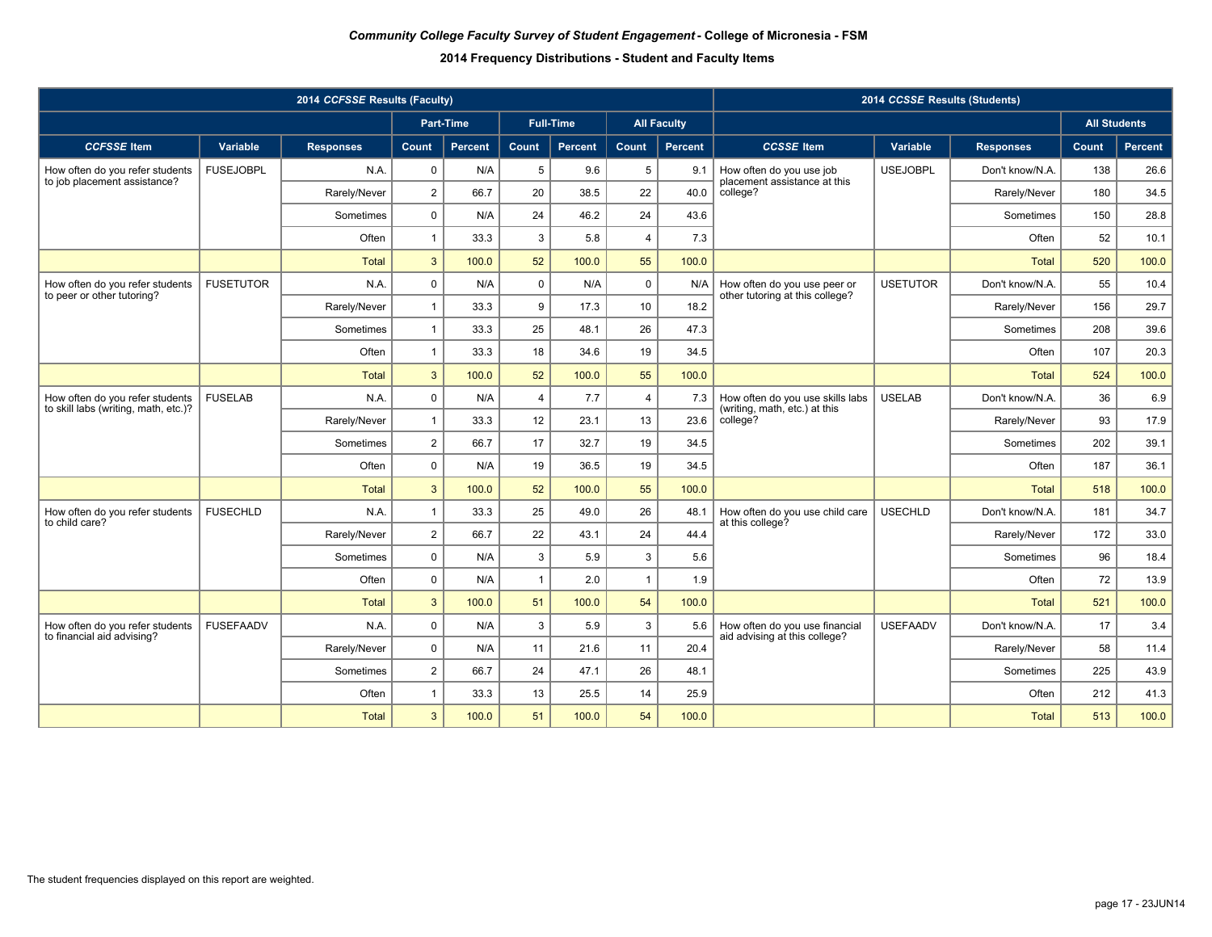***Community College Faculty Survey of Student Engagement* - College of Micronesia - FSM**

**2014 Frequency Distributions - Student and Faculty Items**

| 2014 *CCFSSE* Results (Faculty) | | | | | | | | | 2014 *CCSSE* Results (Students) | | | | |
|---|---|---|---|---|---|---|---|---|---|---|---|---|---|
| | | | Part-Time | | Full-Time | | All Faculty | | | | | All Students | |
| *CCFSSE* Item | Variable | Responses | Count | Percent | Count | Percent | Count | Percent | *CCSSE* Item | Variable | Responses | Count | Percent |
| How often do you refer students to job placement assistance? | FUSEJOBPL | N.A. | 0 | N/A | 5 | 9.6 | 5 | 9.1 | How often do you use job placement assistance at this college? | USEJOBPL | Don't know/N.A. | 138 | 26.6 |
| | | Rarely/Never | 2 | 66.7 | 20 | 38.5 | 22 | 40.0 | | | Rarely/Never | 180 | 34.5 |
| | | Sometimes | 0 | N/A | 24 | 46.2 | 24 | 43.6 | | | Sometimes | 150 | 28.8 |
| | | Often | 1 | 33.3 | 3 | 5.8 | 4 | 7.3 | | | Often | 52 | 10.1 |
| | | Total | 3 | 100.0 | 52 | 100.0 | 55 | 100.0 | | | Total | 520 | 100.0 |
| How often do you refer students to peer or other tutoring? | FUSETUTOR | N.A. | 0 | N/A | 0 | N/A | 0 | N/A | How often do you use peer or other tutoring at this college? | USETUTOR | Don't know/N.A. | 55 | 10.4 |
| | | Rarely/Never | 1 | 33.3 | 9 | 17.3 | 10 | 18.2 | | | Rarely/Never | 156 | 29.7 |
| | | Sometimes | 1 | 33.3 | 25 | 48.1 | 26 | 47.3 | | | Sometimes | 208 | 39.6 |
| | | Often | 1 | 33.3 | 18 | 34.6 | 19 | 34.5 | | | Often | 107 | 20.3 |
| | | Total | 3 | 100.0 | 52 | 100.0 | 55 | 100.0 | | | Total | 524 | 100.0 |
| How often do you refer students to skill labs (writing, math, etc.)? | FUSELAB | N.A. | 0 | N/A | 4 | 7.7 | 4 | 7.3 | How often do you use skills labs (writing, math, etc.) at this college? | USELAB | Don't know/N.A. | 36 | 6.9 |
| | | Rarely/Never | 1 | 33.3 | 12 | 23.1 | 13 | 23.6 | | | Rarely/Never | 93 | 17.9 |
| | | Sometimes | 2 | 66.7 | 17 | 32.7 | 19 | 34.5 | | | Sometimes | 202 | 39.1 |
| | | Often | 0 | N/A | 19 | 36.5 | 19 | 34.5 | | | Often | 187 | 36.1 |
| | | Total | 3 | 100.0 | 52 | 100.0 | 55 | 100.0 | | | Total | 518 | 100.0 |
| How often do you refer students to child care? | FUSECHLD | N.A. | 1 | 33.3 | 25 | 49.0 | 26 | 48.1 | How often do you use child care at this college? | USECHLD | Don't know/N.A. | 181 | 34.7 |
| | | Rarely/Never | 2 | 66.7 | 22 | 43.1 | 24 | 44.4 | | | Rarely/Never | 172 | 33.0 |
| | | Sometimes | 0 | N/A | 3 | 5.9 | 3 | 5.6 | | | Sometimes | 96 | 18.4 |
| | | Often | 0 | N/A | 1 | 2.0 | 1 | 1.9 | | | Often | 72 | 13.9 |
| | | Total | 3 | 100.0 | 51 | 100.0 | 54 | 100.0 | | | Total | 521 | 100.0 |
| How often do you refer students to financial aid advising? | FUSEFAADV | N.A. | 0 | N/A | 3 | 5.9 | 3 | 5.6 | How often do you use financial aid advising at this college? | USEFAADV | Don't know/N.A. | 17 | 3.4 |
| | | Rarely/Never | 0 | N/A | 11 | 21.6 | 11 | 20.4 | | | Rarely/Never | 58 | 11.4 |
| | | Sometimes | 2 | 66.7 | 24 | 47.1 | 26 | 48.1 | | | Sometimes | 225 | 43.9 |
| | | Often | 1 | 33.3 | 13 | 25.5 | 14 | 25.9 | | | Often | 212 | 41.3 |
| | | Total | 3 | 100.0 | 51 | 100.0 | 54 | 100.0 | | | Total | 513 | 100.0 |

The student frequencies displayed on this report are weighted.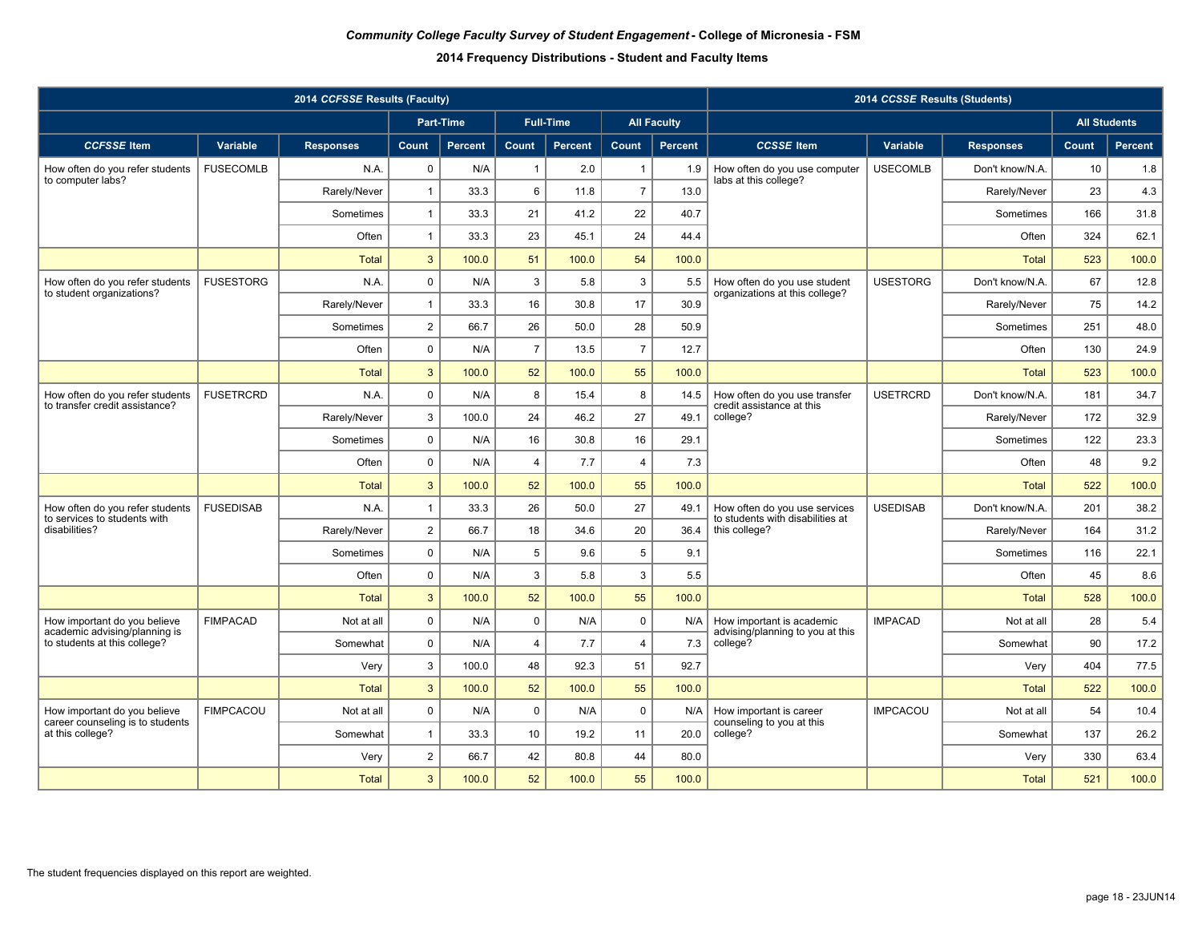***Community College Faculty Survey of Student Engagement* - College of Micronesia - FSM**

**2014 Frequency Distributions - Student and Faculty Items**

| 2014 *CCFSSE* Results (Faculty) | | | | | | | | | 2014 *CCSSE* Results (Students) | | | | |
|---|---|---|---|---|---|---|---|---|---|---|---|---|---|
| | | | Part-Time | | Full-Time | | All Faculty | | | | | All Students | |
| *CCFSSE* Item | Variable | Responses | Count | Percent | Count | Percent | Count | Percent | *CCSSE* Item | Variable | Responses | Count | Percent |
| How often do you refer students to computer labs? | FUSECOMLB | N.A. | 0 | N/A | 1 | 2.0 | 1 | 1.9 | How often do you use computer labs at this college? | USECOMLB | Don't know/N.A. | 10 | 1.8 |
| | | Rarely/Never | 1 | 33.3 | 6 | 11.8 | 7 | 13.0 | | | Rarely/Never | 23 | 4.3 |
| | | Sometimes | 1 | 33.3 | 21 | 41.2 | 22 | 40.7 | | | Sometimes | 166 | 31.8 |
| | | Often | 1 | 33.3 | 23 | 45.1 | 24 | 44.4 | | | Often | 324 | 62.1 |
| | | Total | 3 | 100.0 | 51 | 100.0 | 54 | 100.0 | | | Total | 523 | 100.0 |
| How often do you refer students to student organizations? | FUSESTORG | N.A. | 0 | N/A | 3 | 5.8 | 3 | 5.5 | How often do you use student organizations at this college? | USESTORG | Don't know/N.A. | 67 | 12.8 |
| | | Rarely/Never | 1 | 33.3 | 16 | 30.8 | 17 | 30.9 | | | Rarely/Never | 75 | 14.2 |
| | | Sometimes | 2 | 66.7 | 26 | 50.0 | 28 | 50.9 | | | Sometimes | 251 | 48.0 |
| | | Often | 0 | N/A | 7 | 13.5 | 7 | 12.7 | | | Often | 130 | 24.9 |
| | | Total | 3 | 100.0 | 52 | 100.0 | 55 | 100.0 | | | Total | 523 | 100.0 |
| How often do you refer students to transfer credit assistance? | FUSETRCRD | N.A. | 0 | N/A | 8 | 15.4 | 8 | 14.5 | How often do you use transfer credit assistance at this college? | USETRCRD | Don't know/N.A. | 181 | 34.7 |
| | | Rarely/Never | 3 | 100.0 | 24 | 46.2 | 27 | 49.1 | | | Rarely/Never | 172 | 32.9 |
| | | Sometimes | 0 | N/A | 16 | 30.8 | 16 | 29.1 | | | Sometimes | 122 | 23.3 |
| | | Often | 0 | N/A | 4 | 7.7 | 4 | 7.3 | | | Often | 48 | 9.2 |
| | | Total | 3 | 100.0 | 52 | 100.0 | 55 | 100.0 | | | Total | 522 | 100.0 |
| How often do you refer students to services to students with disabilities? | FUSEDISAB | N.A. | 1 | 33.3 | 26 | 50.0 | 27 | 49.1 | How often do you use services to students with disabilities at this college? | USEDISAB | Don't know/N.A. | 201 | 38.2 |
| | | Rarely/Never | 2 | 66.7 | 18 | 34.6 | 20 | 36.4 | | | Rarely/Never | 164 | 31.2 |
| | | Sometimes | 0 | N/A | 5 | 9.6 | 5 | 9.1 | | | Sometimes | 116 | 22.1 |
| | | Often | 0 | N/A | 3 | 5.8 | 3 | 5.5 | | | Often | 45 | 8.6 |
| | | Total | 3 | 100.0 | 52 | 100.0 | 55 | 100.0 | | | Total | 528 | 100.0 |
| How important do you believe academic advising/planning is to students at this college? | FIMPACAD | Not at all | 0 | N/A | 0 | N/A | 0 | N/A | How important is academic advising/planning to you at this college? | IMPACAD | Not at all | 28 | 5.4 |
| | | Somewhat | 0 | N/A | 4 | 7.7 | 4 | 7.3 | | | Somewhat | 90 | 17.2 |
| | | Very | 3 | 100.0 | 48 | 92.3 | 51 | 92.7 | | | Very | 404 | 77.5 |
| | | Total | 3 | 100.0 | 52 | 100.0 | 55 | 100.0 | | | Total | 522 | 100.0 |
| How important do you believe career counseling is to students at this college? | FIMPCACOU | Not at all | 0 | N/A | 0 | N/A | 0 | N/A | How important is career counseling to you at this college? | IMPCACOU | Not at all | 54 | 10.4 |
| | | Somewhat | 1 | 33.3 | 10 | 19.2 | 11 | 20.0 | | | Somewhat | 137 | 26.2 |
| | | Very | 2 | 66.7 | 42 | 80.8 | 44 | 80.0 | | | Very | 330 | 63.4 |
| | | Total | 3 | 100.0 | 52 | 100.0 | 55 | 100.0 | | | Total | 521 | 100.0 |

The student frequencies displayed on this report are weighted.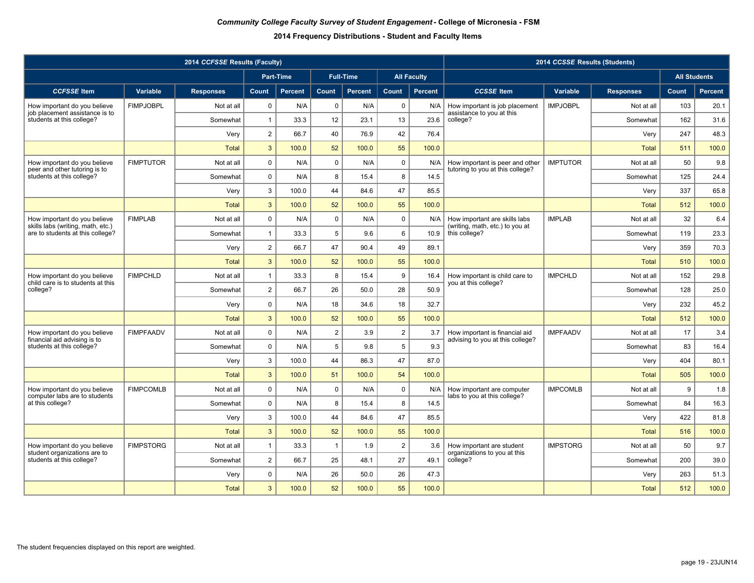***Community College Faculty Survey of Student Engagement* - College of Micronesia - FSM**

**2014 Frequency Distributions - Student and Faculty Items**

| 2014 *CCFSSE* Results (Faculty) | | | | | | | | | 2014 *CCSSE* Results (Students) | | | | |
|---|---|---|---|---|---|---|---|---|---|---|---|---|---|
| | | | Part-Time | | Full-Time | | All Faculty | | | | | All Students | |
| ***CCFSSE* Item** | **Variable** | **Responses** | **Count** | **Percent** | **Count** | **Percent** | **Count** | **Percent** | ***CCSSE* Item** | **Variable** | **Responses** | **Count** | **Percent** |
| How important do you believe job placement assistance is to students at this college? | FIMPJOBPL | Not at all | 0 | N/A | 0 | N/A | 0 | N/A | How important is job placement assistance to you at this college? | IMPJOBPL | Not at all | 103 | 20.1 |
| | | Somewhat | 1 | 33.3 | 12 | 23.1 | 13 | 23.6 | | | Somewhat | 162 | 31.6 |
| | | Very | 2 | 66.7 | 40 | 76.9 | 42 | 76.4 | | | Very | 247 | 48.3 |
| | | Total | 3 | 100.0 | 52 | 100.0 | 55 | 100.0 | | | Total | 511 | 100.0 |
| How important do you believe peer and other tutoring is to students at this college? | FIMPTUTOR | Not at all | 0 | N/A | 0 | N/A | 0 | N/A | How important is peer and other tutoring to you at this college? | IMPTUTOR | Not at all | 50 | 9.8 |
| | | Somewhat | 0 | N/A | 8 | 15.4 | 8 | 14.5 | | | Somewhat | 125 | 24.4 |
| | | Very | 3 | 100.0 | 44 | 84.6 | 47 | 85.5 | | | Very | 337 | 65.8 |
| | | Total | 3 | 100.0 | 52 | 100.0 | 55 | 100.0 | | | Total | 512 | 100.0 |
| How important do you believe skills labs (writing, math, etc.) are to students at this college? | FIMPLAB | Not at all | 0 | N/A | 0 | N/A | 0 | N/A | How important are skills labs (writing, math, etc.) to you at this college? | IMPLAB | Not at all | 32 | 6.4 |
| | | Somewhat | 1 | 33.3 | 5 | 9.6 | 6 | 10.9 | | | Somewhat | 119 | 23.3 |
| | | Very | 2 | 66.7 | 47 | 90.4 | 49 | 89.1 | | | Very | 359 | 70.3 |
| | | Total | 3 | 100.0 | 52 | 100.0 | 55 | 100.0 | | | Total | 510 | 100.0 |
| How important do you believe child care is to students at this college? | FIMPCHLD | Not at all | 1 | 33.3 | 8 | 15.4 | 9 | 16.4 | How important is child care to you at this college? | IMPCHLD | Not at all | 152 | 29.8 |
| | | Somewhat | 2 | 66.7 | 26 | 50.0 | 28 | 50.9 | | | Somewhat | 128 | 25.0 |
| | | Very | 0 | N/A | 18 | 34.6 | 18 | 32.7 | | | Very | 232 | 45.2 |
| | | Total | 3 | 100.0 | 52 | 100.0 | 55 | 100.0 | | | Total | 512 | 100.0 |
| How important do you believe financial aid advising is to students at this college? | FIMPFAADV | Not at all | 0 | N/A | 2 | 3.9 | 2 | 3.7 | How important is financial aid advising to you at this college? | IMPFAADV | Not at all | 17 | 3.4 |
| | | Somewhat | 0 | N/A | 5 | 9.8 | 5 | 9.3 | | | Somewhat | 83 | 16.4 |
| | | Very | 3 | 100.0 | 44 | 86.3 | 47 | 87.0 | | | Very | 404 | 80.1 |
| | | Total | 3 | 100.0 | 51 | 100.0 | 54 | 100.0 | | | Total | 505 | 100.0 |
| How important do you believe computer labs are to students at this college? | FIMPCOMLB | Not at all | 0 | N/A | 0 | N/A | 0 | N/A | How important are computer labs to you at this college? | IMPCOMLB | Not at all | 9 | 1.8 |
| | | Somewhat | 0 | N/A | 8 | 15.4 | 8 | 14.5 | | | Somewhat | 84 | 16.3 |
| | | Very | 3 | 100.0 | 44 | 84.6 | 47 | 85.5 | | | Very | 422 | 81.8 |
| | | Total | 3 | 100.0 | 52 | 100.0 | 55 | 100.0 | | | Total | 516 | 100.0 |
| How important do you believe student organizations are to students at this college? | FIMPSTORG | Not at all | 1 | 33.3 | 1 | 1.9 | 2 | 3.6 | How important are student organizations to you at this college? | IMPSTORG | Not at all | 50 | 9.7 |
| | | Somewhat | 2 | 66.7 | 25 | 48.1 | 27 | 49.1 | | | Somewhat | 200 | 39.0 |
| | | Very | 0 | N/A | 26 | 50.0 | 26 | 47.3 | | | Very | 263 | 51.3 |
| | | Total | 3 | 100.0 | 52 | 100.0 | 55 | 100.0 | | | Total | 512 | 100.0 |

The student frequencies displayed on this report are weighted.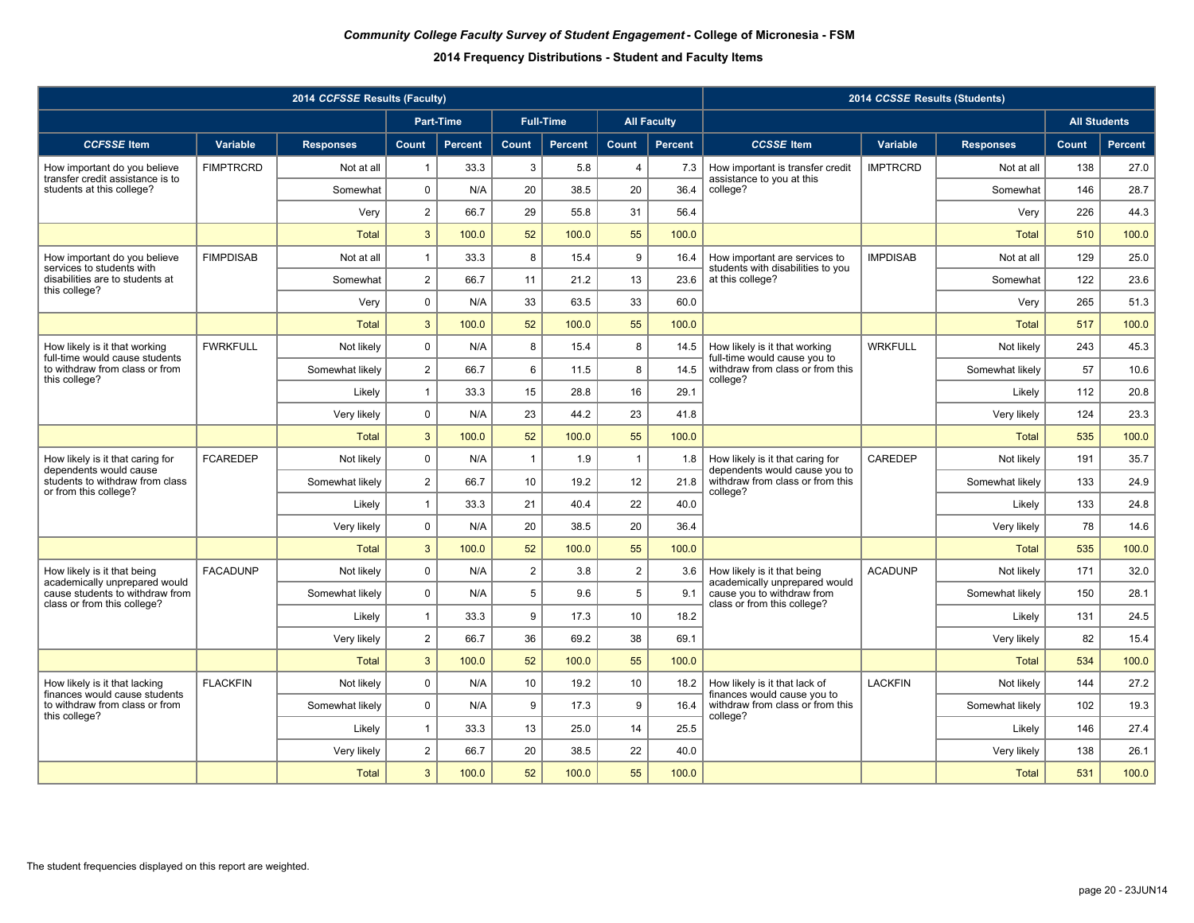**_Community College Faculty Survey of Student Engagement_ - College of Micronesia - FSM**

**2014 Frequency Distributions - Student and Faculty Items**

| 2014 _CCFSSE_ Results (Faculty) | | | | | | | | | 2014 _CCSSE_ Results (Students) | | | | |
|---|---|---|---|---|---|---|---|---|---|---|---|---|---|
| | | | Part-Time | | Full-Time | | All Faculty | | | | | All Students | |
| _CCFSSE_ Item | Variable | Responses | Count | Percent | Count | Percent | Count | Percent | _CCSSE_ Item | Variable | Responses | Count | Percent |
| How important do you believe transfer credit assistance is to students at this college? | FIMPTRCRD | Not at all | 1 | 33.3 | 3 | 5.8 | 4 | 7.3 | How important is transfer credit assistance to you at this college? | IMPTRCRD | Not at all | 138 | 27.0 |
| | | Somewhat | 0 | N/A | 20 | 38.5 | 20 | 36.4 | | | Somewhat | 146 | 28.7 |
| | | Very | 2 | 66.7 | 29 | 55.8 | 31 | 56.4 | | | Very | 226 | 44.3 |
| | | Total | 3 | 100.0 | 52 | 100.0 | 55 | 100.0 | | | Total | 510 | 100.0 |
| How important do you believe services to students with disabilities are to students at this college? | FIMPDISAB | Not at all | 1 | 33.3 | 8 | 15.4 | 9 | 16.4 | How important are services to students with disabilities to you at this college? | IMPDISAB | Not at all | 129 | 25.0 |
| | | Somewhat | 2 | 66.7 | 11 | 21.2 | 13 | 23.6 | | | Somewhat | 122 | 23.6 |
| | | Very | 0 | N/A | 33 | 63.5 | 33 | 60.0 | | | Very | 265 | 51.3 |
| | | Total | 3 | 100.0 | 52 | 100.0 | 55 | 100.0 | | | Total | 517 | 100.0 |
| How likely is it that working full-time would cause students to withdraw from class or from this college? | FWRKFULL | Not likely | 0 | N/A | 8 | 15.4 | 8 | 14.5 | How likely is it that working full-time would cause you to withdraw from class or from this college? | WRKFULL | Not likely | 243 | 45.3 |
| | | Somewhat likely | 2 | 66.7 | 6 | 11.5 | 8 | 14.5 | | | Somewhat likely | 57 | 10.6 |
| | | Likely | 1 | 33.3 | 15 | 28.8 | 16 | 29.1 | | | Likely | 112 | 20.8 |
| | | Very likely | 0 | N/A | 23 | 44.2 | 23 | 41.8 | | | Very likely | 124 | 23.3 |
| | | Total | 3 | 100.0 | 52 | 100.0 | 55 | 100.0 | | | Total | 535 | 100.0 |
| How likely is it that caring for dependents would cause students to withdraw from class or from this college? | FCAREDEP | Not likely | 0 | N/A | 1 | 1.9 | 1 | 1.8 | How likely is it that caring for dependents would cause you to withdraw from class or from this college? | CAREDEP | Not likely | 191 | 35.7 |
| | | Somewhat likely | 2 | 66.7 | 10 | 19.2 | 12 | 21.8 | | | Somewhat likely | 133 | 24.9 |
| | | Likely | 1 | 33.3 | 21 | 40.4 | 22 | 40.0 | | | Likely | 133 | 24.8 |
| | | Very likely | 0 | N/A | 20 | 38.5 | 20 | 36.4 | | | Very likely | 78 | 14.6 |
| | | Total | 3 | 100.0 | 52 | 100.0 | 55 | 100.0 | | | Total | 535 | 100.0 |
| How likely is it that being academically unprepared would cause students to withdraw from class or from this college? | FACADUNP | Not likely | 0 | N/A | 2 | 3.8 | 2 | 3.6 | How likely is it that being academically unprepared would cause you to withdraw from class or from this college? | ACADUNP | Not likely | 171 | 32.0 |
| | | Somewhat likely | 0 | N/A | 5 | 9.6 | 5 | 9.1 | | | Somewhat likely | 150 | 28.1 |
| | | Likely | 1 | 33.3 | 9 | 17.3 | 10 | 18.2 | | | Likely | 131 | 24.5 |
| | | Very likely | 2 | 66.7 | 36 | 69.2 | 38 | 69.1 | | | Very likely | 82 | 15.4 |
| | | Total | 3 | 100.0 | 52 | 100.0 | 55 | 100.0 | | | Total | 534 | 100.0 |
| How likely is it that lacking finances would cause students to withdraw from class or from this college? | FLACKFIN | Not likely | 0 | N/A | 10 | 19.2 | 10 | 18.2 | How likely is it that lack of finances would cause you to withdraw from class or from this college? | LACKFIN | Not likely | 144 | 27.2 |
| | | Somewhat likely | 0 | N/A | 9 | 17.3 | 9 | 16.4 | | | Somewhat likely | 102 | 19.3 |
| | | Likely | 1 | 33.3 | 13 | 25.0 | 14 | 25.5 | | | Likely | 146 | 27.4 |
| | | Very likely | 2 | 66.7 | 20 | 38.5 | 22 | 40.0 | | | Very likely | 138 | 26.1 |
| | | Total | 3 | 100.0 | 52 | 100.0 | 55 | 100.0 | | | Total | 531 | 100.0 |

The student frequencies displayed on this report are weighted.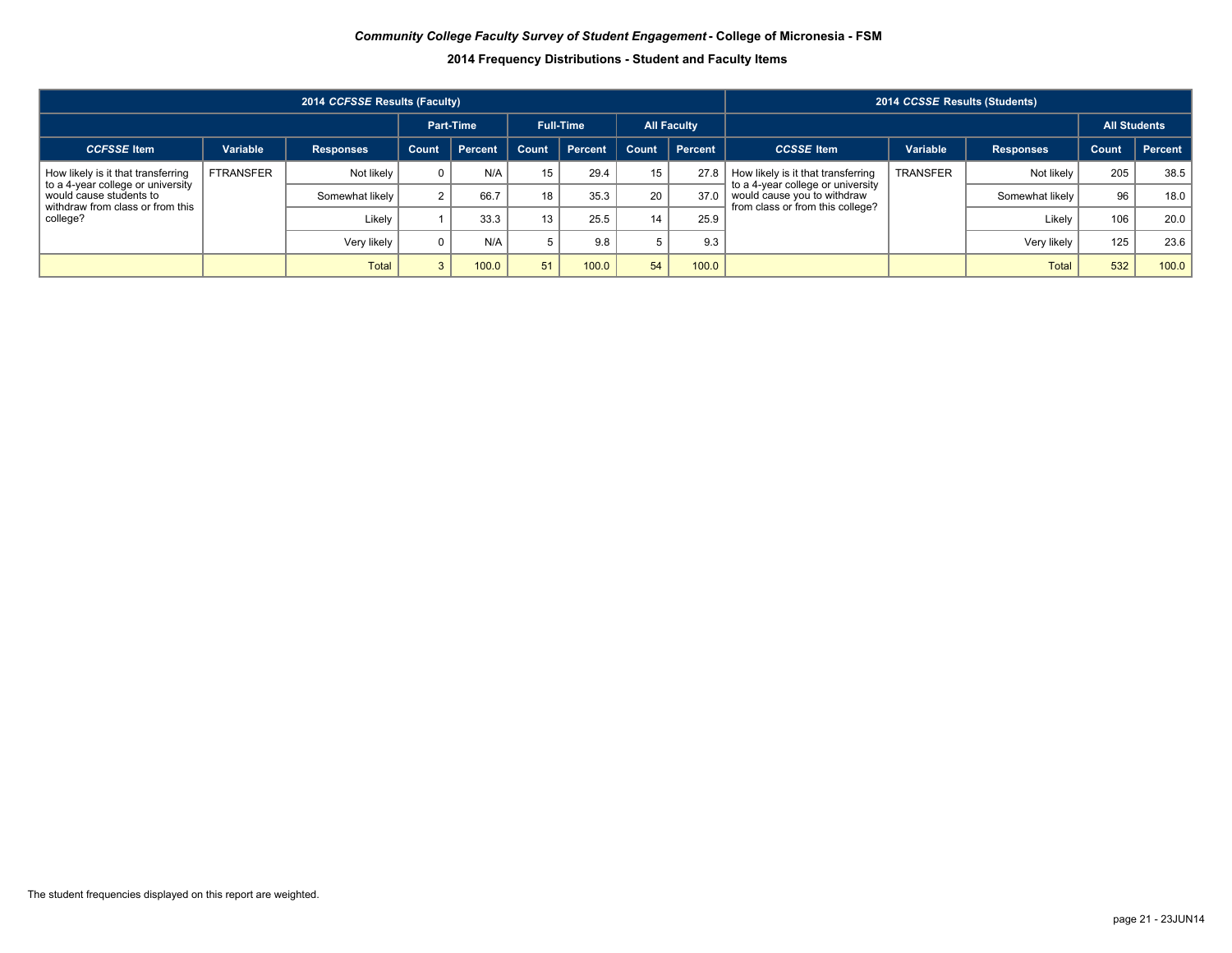***Community College Faculty Survey of Student Engagement* - College of Micronesia - FSM**

**2014 Frequency Distributions - Student and Faculty Items**

| 2014 *CCFSSE* Results (Faculty) | | | | | | | | | 2014 *CCSSE* Results (Students) | | | | |
|---|---|---|---|---|---|---|---|---|---|---|---|---|---|
| | | | Part-Time | | Full-Time | | All Faculty | | | | | All Students | |
| *CCFSSE* Item | Variable | Responses | Count | Percent | Count | Percent | Count | Percent | *CCSSE* Item | Variable | Responses | Count | Percent |
| How likely is it that transferring to a 4-year college or university would cause students to withdraw from class or from this college? | FTRANSFER | Not likely | 0 | N/A | 15 | 29.4 | 15 | 27.8 | How likely is it that transferring to a 4-year college or university would cause you to withdraw from class or from this college? | TRANSFER | Not likely | 205 | 38.5 |
| | | Somewhat likely | 2 | 66.7 | 18 | 35.3 | 20 | 37.0 | | | Somewhat likely | 96 | 18.0 |
| | | Likely | 1 | 33.3 | 13 | 25.5 | 14 | 25.9 | | | Likely | 106 | 20.0 |
| | | Very likely | 0 | N/A | 5 | 9.8 | 5 | 9.3 | | | Very likely | 125 | 23.6 |
| | | Total | 3 | 100.0 | 51 | 100.0 | 54 | 100.0 | | | Total | 532 | 100.0 |

The student frequencies displayed on this report are weighted.